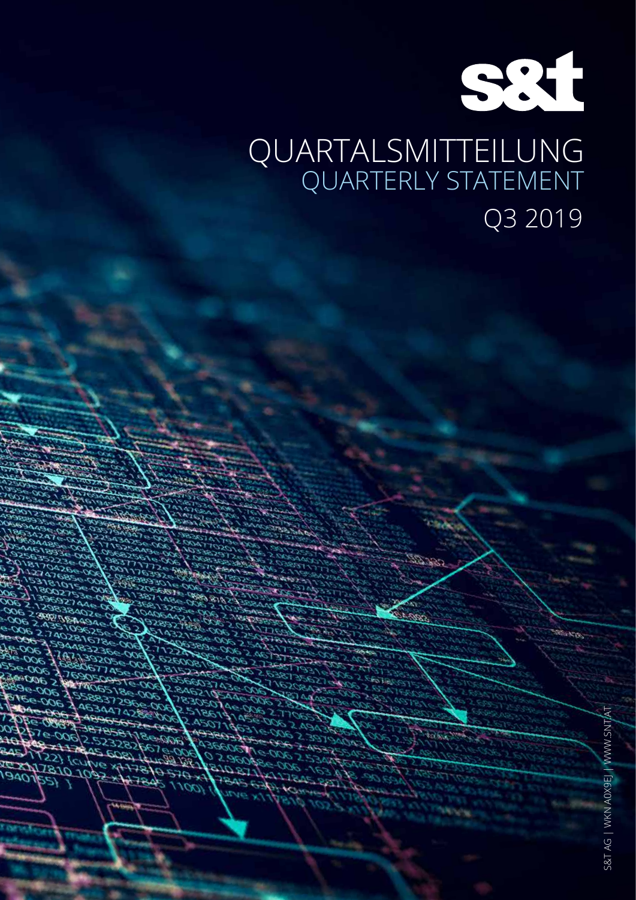# QUARTALSMITTEILUNG

## QUARTERLY STATEMENT

## Q3 2019

S&T AG | WKN A0X9EJ | WWW.SNT.AT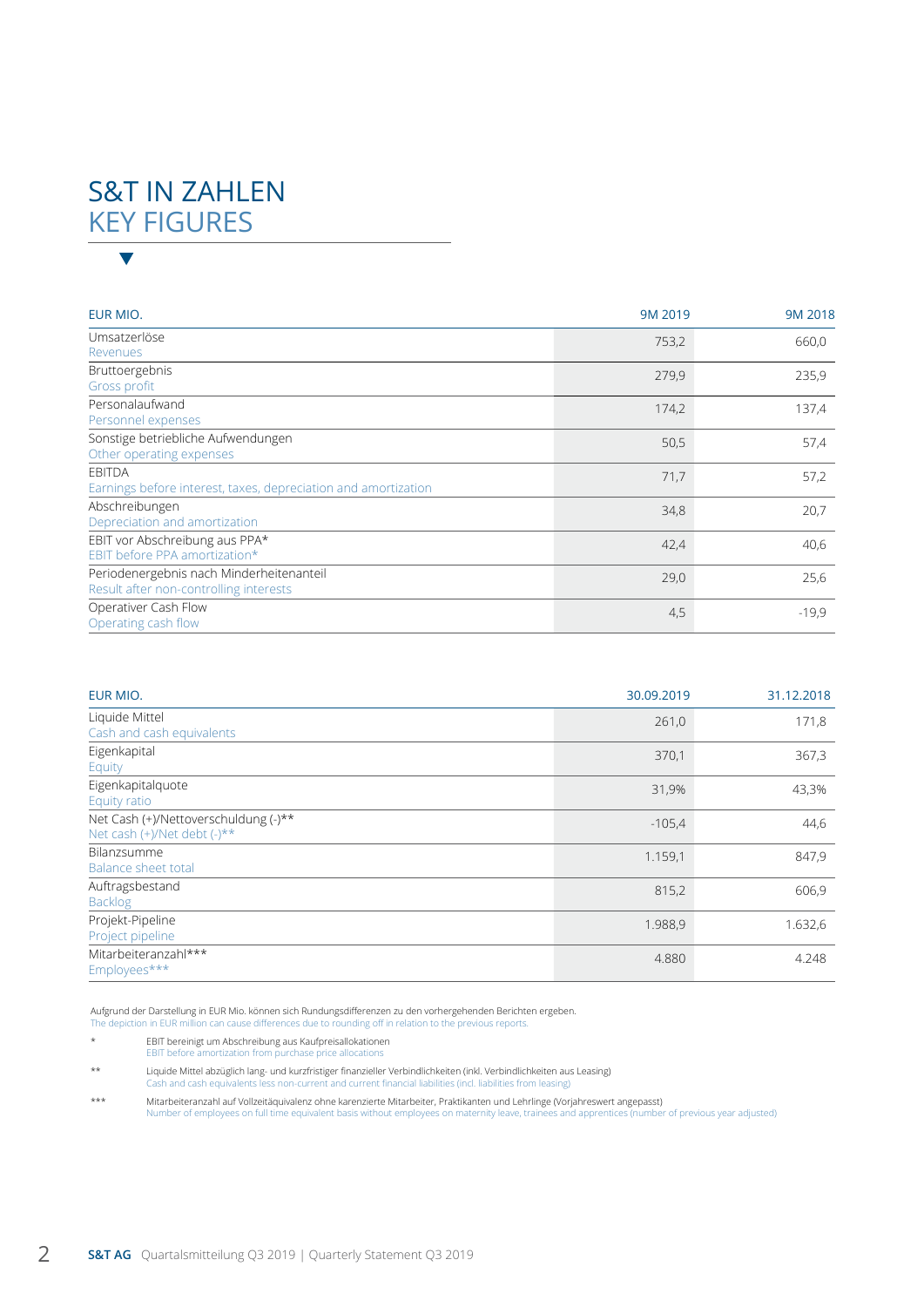# S&T IN ZAHLEN
## KEY FIGURES

| EUR MIO. | 9M 2019 | 9M 2018 |
|---|---|---|
| Umsatzerlöse<br>Revenues | 753,2 | 660,0 |
| Bruttoergebnis<br>Gross profit | 279,9 | 235,9 |
| Personalaufwand<br>Personnel expenses | 174,2 | 137,4 |
| Sonstige betriebliche Aufwendungen<br>Other operating expenses | 50,5 | 57,4 |
| EBITDA<br>Earnings before interest, taxes, depreciation and amortization | 71,7 | 57,2 |
| Abschreibungen<br>Depreciation and amortization | 34,8 | 20,7 |
| EBIT vor Abschreibung aus PPA*<br>EBIT before PPA amortization* | 42,4 | 40,6 |
| Periodenergebnis nach Minderheitenanteil<br>Result after non-controlling interests | 29,0 | 25,6 |
| Operativer Cash Flow<br>Operating cash flow | 4,5 | -19,9 |

| EUR MIO. | 30.09.2019 | 31.12.2018 |
|---|---|---|
| Liquide Mittel<br>Cash and cash equivalents | 261,0 | 171,8 |
| Eigenkapital<br>Equity | 370,1 | 367,3 |
| Eigenkapitalquote<br>Equity ratio | 31,9% | 43,3% |
| Net Cash (+)/Nettoverschuldung (-)**<br>Net cash (+)/Net debt (-)** | -105,4 | 44,6 |
| Bilanzsumme<br>Balance sheet total | 1.159,1 | 847,9 |
| Auftragsbestand<br>Backlog | 815,2 | 606,9 |
| Projekt-Pipeline<br>Project pipeline | 1.988,9 | 1.632,6 |
| Mitarbeiteranzahl***<br>Employees*** | 4.880 | 4.248 |

Aufgrund der Darstellung in EUR Mio. können sich Rundungsdifferenzen zu den vorhergehenden Berichten ergeben.
The depiction in EUR million can cause differences due to rounding off in relation to the previous reports.

\* EBIT bereinigt um Abschreibung aus Kaufpreisallokationen
EBIT before amortization from purchase price allocations

\*\* Liquide Mittel abzüglich lang- und kurzfristiger finanzieller Verbindlichkeiten (inkl. Verbindlichkeiten aus Leasing)
Cash and cash equivalents less non-current and current financial liabilities (incl. liabilities from leasing)

\*\*\* Mitarbeiteranzahl auf Vollzeitäquivalenz ohne karenzierte Mitarbeiter, Praktikanten und Lehrlinge (Vorjahreswert angepasst)
Number of employees on full time equivalent basis without employees on maternity leave, trainees and apprentices (number of previous year adjusted)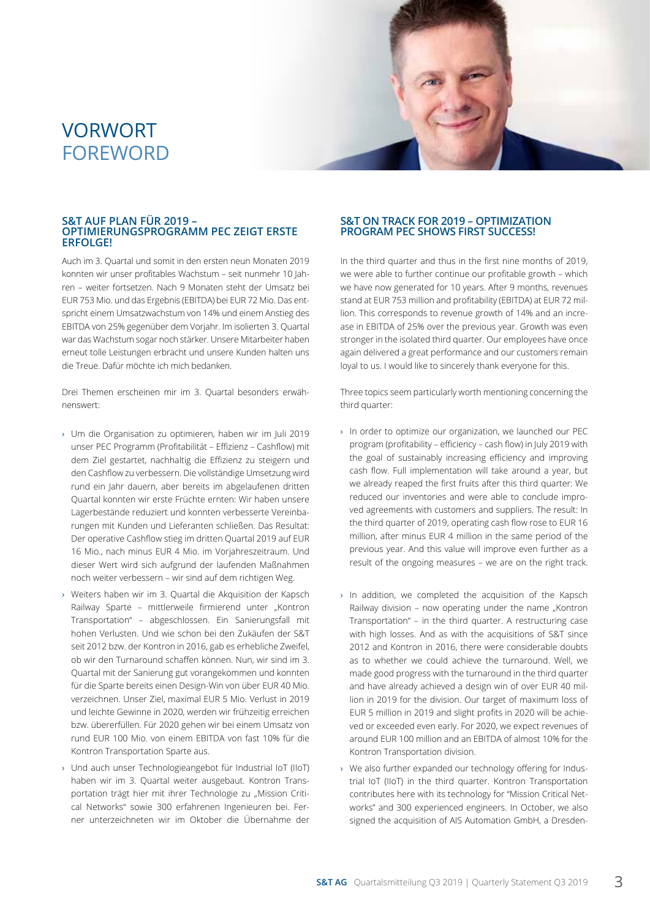# VORWORT
# FOREWORD

### S&T AUF PLAN FÜR 2019 – OPTIMIERUNGSPROGRAMM PEC ZEIGT ERSTE ERFOLGE!

Auch im 3. Quartal und somit in den ersten neun Monaten 2019 konnten wir unser profitables Wachstum – seit nunmehr 10 Jahren – weiter fortsetzen. Nach 9 Monaten steht der Umsatz bei EUR 753 Mio. und das Ergebnis (EBITDA) bei EUR 72 Mio. Das entspricht einem Umsatzwachstum von 14% und einem Anstieg des EBITDA von 25% gegenüber dem Vorjahr. Im isolierten 3. Quartal war das Wachstum sogar noch stärker. Unsere Mitarbeiter haben erneut tolle Leistungen erbracht und unsere Kunden halten uns die Treue. Dafür möchte ich mich bedanken.

Drei Themen erscheinen mir im 3. Quartal besonders erwähnenswert:

- Um die Organisation zu optimieren, haben wir im Juli 2019 unser PEC Programm (Profitabilität – Effizienz – Cashflow) mit dem Ziel gestartet, nachhaltig die Effizienz zu steigern und den Cashflow zu verbessern. Die vollständige Umsetzung wird rund ein Jahr dauern, aber bereits im abgelaufenen dritten Quartal konnten wir erste Früchte ernten: Wir haben unsere Lagerbestände reduziert und konnten verbesserte Vereinbarungen mit Kunden und Lieferanten schließen. Das Resultat: Der operative Cashflow stieg im dritten Quartal 2019 auf EUR 16 Mio., nach minus EUR 4 Mio. im Vorjahreszeitraum. Und dieser Wert wird sich aufgrund der laufenden Maßnahmen noch weiter verbessern – wir sind auf dem richtigen Weg.
- Weiters haben wir im 3. Quartal die Akquisition der Kapsch Railway Sparte – mittlerweile firmierend unter „Kontron Transportation" – abgeschlossen. Ein Sanierungsfall mit hohen Verlusten. Und wie schon bei den Zukäufen der S&T seit 2012 bzw. der Kontron in 2016, gab es erhebliche Zweifel, ob wir den Turnaround schaffen können. Nun, wir sind im 3. Quartal mit der Sanierung gut vorangekommen und konnten für die Sparte bereits einen Design-Win von über EUR 40 Mio. verzeichnen. Unser Ziel, maximal EUR 5 Mio. Verlust in 2019 und leichte Gewinne in 2020, werden wir frühzeitig erreichen bzw. übererfüllen. Für 2020 gehen wir bei einem Umsatz von rund EUR 100 Mio. von einem EBITDA von fast 10% für die Kontron Transportation Sparte aus.
- Und auch unser Technologieangebot für Industrial IoT (IIoT) haben wir im 3. Quartal weiter ausgebaut. Kontron Transportation trägt hier mit ihrer Technologie zu „Mission Critical Networks" sowie 300 erfahrenen Ingenieuren bei. Ferner unterzeichneten wir im Oktober die Übernahme der

### S&T ON TRACK FOR 2019 – OPTIMIZATION PROGRAM PEC SHOWS FIRST SUCCESS!

In the third quarter and thus in the first nine months of 2019, we were able to further continue our profitable growth – which we have now generated for 10 years. After 9 months, revenues stand at EUR 753 million and profitability (EBITDA) at EUR 72 million. This corresponds to revenue growth of 14% and an increase in EBITDA of 25% over the previous year. Growth was even stronger in the isolated third quarter. Our employees have once again delivered a great performance and our customers remain loyal to us. I would like to sincerely thank everyone for this.

Three topics seem particularly worth mentioning concerning the third quarter:

- In order to optimize our organization, we launched our PEC program (profitability – efficiency – cash flow) in July 2019 with the goal of sustainably increasing efficiency and improving cash flow. Full implementation will take around a year, but we already reaped the first fruits after this third quarter: We reduced our inventories and were able to conclude improved agreements with customers and suppliers. The result: In the third quarter of 2019, operating cash flow rose to EUR 16 million, after minus EUR 4 million in the same period of the previous year. And this value will improve even further as a result of the ongoing measures – we are on the right track.
- In addition, we completed the acquisition of the Kapsch Railway division – now operating under the name „Kontron Transportation" – in the third quarter. A restructuring case with high losses. And as with the acquisitions of S&T since 2012 and Kontron in 2016, there were considerable doubts as to whether we could achieve the turnaround. Well, we made good progress with the turnaround in the third quarter and have already achieved a design win of over EUR 40 million in 2019 for the division. Our target of maximum loss of EUR 5 million in 2019 and slight profits in 2020 will be achieved or exceeded even early. For 2020, we expect revenues of around EUR 100 million and an EBITDA of almost 10% for the Kontron Transportation division.
- We also further expanded our technology offering for Industrial IoT (IIoT) in the third quarter. Kontron Transportation contributes here with its technology for "Mission Critical Networks" and 300 experienced engineers. In October, we also signed the acquisition of AIS Automation GmbH, a Dresden-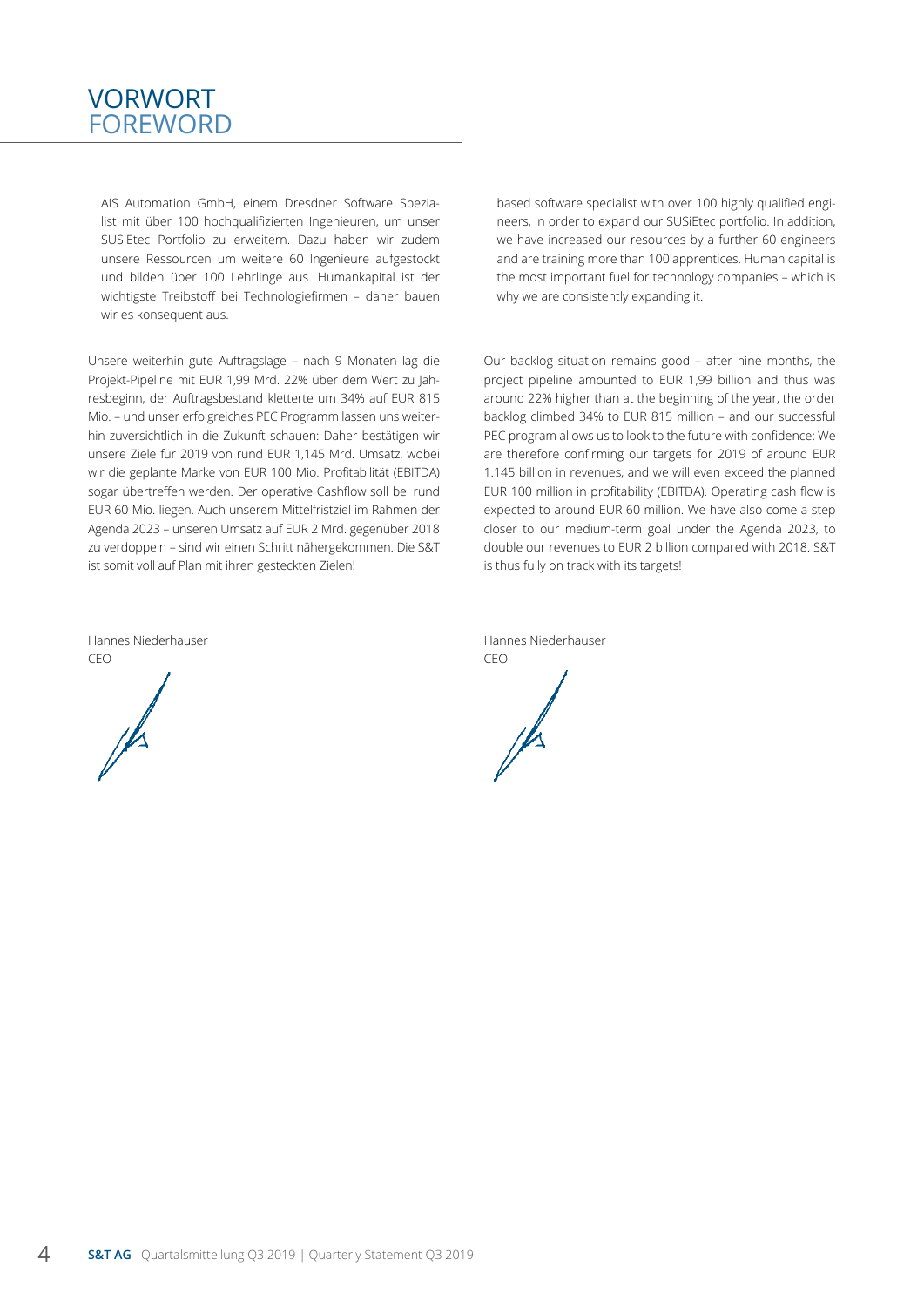# VORWORT
# FOREWORD

AIS Automation GmbH, einem Dresdner Software Spezialist mit über 100 hochqualifizierten Ingenieuren, um unser SUSiEtec Portfolio zu erweitern. Dazu haben wir zudem unsere Ressourcen um weitere 60 Ingenieure aufgestockt und bilden über 100 Lehrlinge aus. Humankapital ist der wichtigste Treibstoff bei Technologiefirmen – daher bauen wir es konsequent aus.

Unsere weiterhin gute Auftragslage – nach 9 Monaten lag die Projekt-Pipeline mit EUR 1,99 Mrd. 22% über dem Wert zu Jahresbeginn, der Auftragsbestand kletterte um 34% auf EUR 815 Mio. – und unser erfolgreiches PEC Programm lassen uns weiterhin zuversichtlich in die Zukunft schauen: Daher bestätigen wir unsere Ziele für 2019 von rund EUR 1,145 Mrd. Umsatz, wobei wir die geplante Marke von EUR 100 Mio. Profitabilität (EBITDA) sogar übertreffen werden. Der operative Cashflow soll bei rund EUR 60 Mio. liegen. Auch unserem Mittelfristziel im Rahmen der Agenda 2023 – unseren Umsatz auf EUR 2 Mrd. gegenüber 2018 zu verdoppeln – sind wir einen Schritt nähergekommen. Die S&T ist somit voll auf Plan mit ihren gesteckten Zielen!

Hannes Niederhauser
CEO

based software specialist with over 100 highly qualified engineers, in order to expand our SUSiEtec portfolio. In addition, we have increased our resources by a further 60 engineers and are training more than 100 apprentices. Human capital is the most important fuel for technology companies – which is why we are consistently expanding it.

Our backlog situation remains good – after nine months, the project pipeline amounted to EUR 1,99 billion and thus was around 22% higher than at the beginning of the year, the order backlog climbed 34% to EUR 815 million – and our successful PEC program allows us to look to the future with confidence: We are therefore confirming our targets for 2019 of around EUR 1.145 billion in revenues, and we will even exceed the planned EUR 100 million in profitability (EBITDA). Operating cash flow is expected to around EUR 60 million. We have also come a step closer to our medium-term goal under the Agenda 2023, to double our revenues to EUR 2 billion compared with 2018. S&T is thus fully on track with its targets!

Hannes Niederhauser
CEO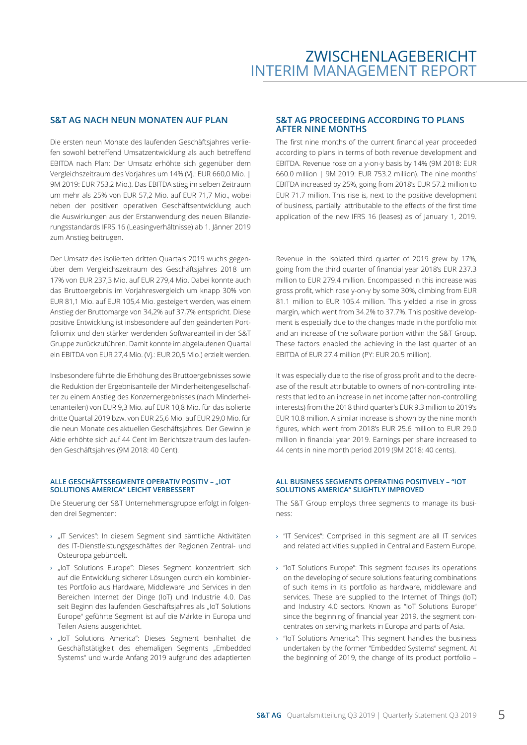# ZWISCHENLAGEBERICHT
# INTERIM MANAGEMENT REPORT

## S&T AG NACH NEUN MONATEN AUF PLAN

Die ersten neun Monate des laufenden Geschäftsjahres verliefen sowohl betreffend Umsatzentwicklung als auch betreffend EBITDA nach Plan: Der Umsatz erhöhte sich gegenüber dem Vergleichszeitraum des Vorjahres um 14% (Vj.: EUR 660,0 Mio. | 9M 2019: EUR 753,2 Mio.). Das EBITDA stieg im selben Zeitraum um mehr als 25% von EUR 57,2 Mio. auf EUR 71,7 Mio., wobei neben der positiven operativen Geschäftsentwicklung auch die Auswirkungen aus der Erstanwendung des neuen Bilanzierungsstandards IFRS 16 (Leasingverhältnisse) ab 1. Jänner 2019 zum Anstieg beitrugen.

Der Umsatz des isolierten dritten Quartals 2019 wuchs gegenüber dem Vergleichszeitraum des Geschäftsjahres 2018 um 17% von EUR 237,3 Mio. auf EUR 279,4 Mio. Dabei konnte auch das Bruttoergebnis im Vorjahresvergleich um knapp 30% von EUR 81,1 Mio. auf EUR 105,4 Mio. gesteigert werden, was einem Anstieg der Bruttomarge von 34,2% auf 37,7% entspricht. Diese positive Entwicklung ist insbesondere auf den geänderten Portfoliomix und den stärker werdenden Softwareanteil in der S&T Gruppe zurückzuführen. Damit konnte im abgelaufenen Quartal ein EBITDA von EUR 27,4 Mio. (Vj.: EUR 20,5 Mio.) erzielt werden.

Insbesondere führte die Erhöhung des Bruttoergebnisses sowie die Reduktion der Ergebnisanteile der Minderheitengesellschafter zu einem Anstieg des Konzernergebnisses (nach Minderheitenanteilen) von EUR 9,3 Mio. auf EUR 10,8 Mio. für das isolierte dritte Quartal 2019 bzw. von EUR 25,6 Mio. auf EUR 29,0 Mio. für die neun Monate des aktuellen Geschäftsjahres. Der Gewinn je Aktie erhöhte sich auf 44 Cent im Berichtszeitraum des laufenden Geschäftsjahres (9M 2018: 40 Cent).

### ALLE GESCHÄFTSSEGMENTE OPERATIV POSITIV – „IOT SOLUTIONS AMERICA" LEICHT VERBESSERT

Die Steuerung der S&T Unternehmensgruppe erfolgt in folgenden drei Segmenten:

- „IT Services": In diesem Segment sind sämtliche Aktivitäten des IT-Dienstleistungsgeschäftes der Regionen Zentral- und Osteuropa gebündelt.
- „IoT Solutions Europe": Dieses Segment konzentriert sich auf die Entwicklung sicherer Lösungen durch ein kombiniertes Portfolio aus Hardware, Middleware und Services in den Bereichen Internet der Dinge (IoT) und Industrie 4.0. Das seit Beginn des laufenden Geschäftsjahres als „IoT Solutions Europe" geführte Segment ist auf die Märkte in Europa und Teilen Asiens ausgerichtet.
- „IoT Solutions America": Dieses Segment beinhaltet die Geschäftstätigkeit des ehemaligen Segments „Embedded Systems" und wurde Anfang 2019 aufgrund des adaptierten

## S&T AG PROCEEDING ACCORDING TO PLANS AFTER NINE MONTHS

The first nine months of the current financial year proceeded according to plans in terms of both revenue development and EBITDA. Revenue rose on a y-on-y basis by 14% (9M 2018: EUR 660.0 million | 9M 2019: EUR 753.2 million). The nine months' EBITDA increased by 25%, going from 2018's EUR 57.2 million to EUR 71.7 million. This rise is, next to the positive development of business, partially attributable to the effects of the first time application of the new IFRS 16 (leases) as of January 1, 2019.

Revenue in the isolated third quarter of 2019 grew by 17%, going from the third quarter of financial year 2018's EUR 237.3 million to EUR 279.4 million. Encompassed in this increase was gross profit, which rose y-on-y by some 30%, climbing from EUR 81.1 million to EUR 105.4 million. This yielded a rise in gross margin, which went from 34.2% to 37.7%. This positive development is especially due to the changes made in the portfolio mix and an increase of the software portion within the S&T Group. These factors enabled the achieving in the last quarter of an EBITDA of EUR 27.4 million (PY: EUR 20.5 million).

It was especially due to the rise of gross profit and to the decrease of the result attributable to owners of non-controlling interests that led to an increase in net income (after non-controlling interests) from the 2018 third quarter's EUR 9.3 million to 2019's EUR 10.8 million. A similar increase is shown by the nine month figures, which went from 2018's EUR 25.6 million to EUR 29.0 million in financial year 2019. Earnings per share increased to 44 cents in nine month period 2019 (9M 2018: 40 cents).

### ALL BUSINESS SEGMENTS OPERATING POSITIVELY – "IOT SOLUTIONS AMERICA" SLIGHTLY IMPROVED

The S&T Group employs three segments to manage its business:

- "IT Services": Comprised in this segment are all IT services and related activities supplied in Central and Eastern Europe.
- "IoT Solutions Europe": This segment focuses its operations on the developing of secure solutions featuring combinations of such items in its portfolio as hardware, middleware and services. These are supplied to the Internet of Things (IoT) and Industry 4.0 sectors. Known as "IoT Solutions Europe" since the beginning of financial year 2019, the segment concentrates on serving markets in Europa and parts of Asia.
- "IoT Solutions America": This segment handles the business undertaken by the former "Embedded Systems" segment. At the beginning of 2019, the change of its product portfolio –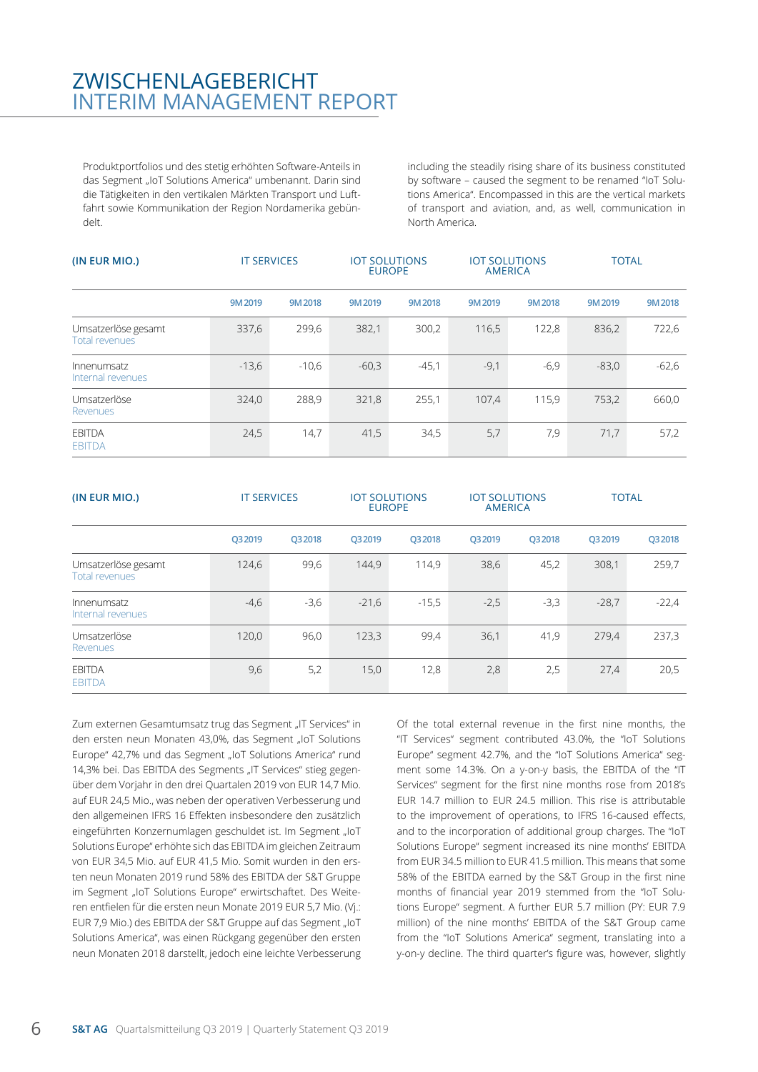# ZWISCHENLAGEBERICHT
# INTERIM MANAGEMENT REPORT

Produktportfolios und des stetig erhöhten Software-Anteils in das Segment „IoT Solutions America" umbenannt. Darin sind die Tätigkeiten in den vertikalen Märkten Transport und Luftfahrt sowie Kommunikation der Region Nordamerika gebündelt.

including the steadily rising share of its business constituted by software – caused the segment to be renamed "IoT Solutions America". Encompassed in this are the vertical markets of transport and aviation, and, as well, communication in North America.

| (IN EUR MIO.) | IT SERVICES | | IOT SOLUTIONS EUROPE | | IOT SOLUTIONS AMERICA | | TOTAL | |
|---|---|---|---|---|---|---|---|---|
| | 9M 2019 | 9M 2018 | 9M 2019 | 9M 2018 | 9M 2019 | 9M 2018 | 9M 2019 | 9M 2018 |
| Umsatzerlöse gesamt<br>Total revenues | 337,6 | 299,6 | 382,1 | 300,2 | 116,5 | 122,8 | 836,2 | 722,6 |
| Innenumsatz<br>Internal revenues | -13,6 | -10,6 | -60,3 | -45,1 | -9,1 | -6,9 | -83,0 | -62,6 |
| Umsatzerlöse<br>Revenues | 324,0 | 288,9 | 321,8 | 255,1 | 107,4 | 115,9 | 753,2 | 660,0 |
| EBITDA<br>EBITDA | 24,5 | 14,7 | 41,5 | 34,5 | 5,7 | 7,9 | 71,7 | 57,2 |

| (IN EUR MIO.) | IT SERVICES | | IOT SOLUTIONS EUROPE | | IOT SOLUTIONS AMERICA | | TOTAL | |
|---|---|---|---|---|---|---|---|---|
| | Q3 2019 | Q3 2018 | Q3 2019 | Q3 2018 | Q3 2019 | Q3 2018 | Q3 2019 | Q3 2018 |
| Umsatzerlöse gesamt<br>Total revenues | 124,6 | 99,6 | 144,9 | 114,9 | 38,6 | 45,2 | 308,1 | 259,7 |
| Innenumsatz<br>Internal revenues | -4,6 | -3,6 | -21,6 | -15,5 | -2,5 | -3,3 | -28,7 | -22,4 |
| Umsatzerlöse<br>Revenues | 120,0 | 96,0 | 123,3 | 99,4 | 36,1 | 41,9 | 279,4 | 237,3 |
| EBITDA<br>EBITDA | 9,6 | 5,2 | 15,0 | 12,8 | 2,8 | 2,5 | 27,4 | 20,5 |

Zum externen Gesamtumsatz trug das Segment „IT Services" in den ersten neun Monaten 43,0%, das Segment „IoT Solutions Europe" 42,7% und das Segment „IoT Solutions America" rund 14,3% bei. Das EBITDA des Segments „IT Services" stieg gegenüber dem Vorjahr in den drei Quartalen 2019 von EUR 14,7 Mio. auf EUR 24,5 Mio., was neben der operativen Verbesserung und den allgemeinen IFRS 16 Effekten insbesondere den zusätzlich eingeführten Konzernumlagen geschuldet ist. Im Segment „IoT Solutions Europe" erhöhte sich das EBITDA im gleichen Zeitraum von EUR 34,5 Mio. auf EUR 41,5 Mio. Somit wurden in den ersten neun Monaten 2019 rund 58% des EBITDA der S&T Gruppe im Segment „IoT Solutions Europe" erwirtschaftet. Des Weiteren entfielen für die ersten neun Monate 2019 EUR 5,7 Mio. (Vj.: EUR 7,9 Mio.) des EBITDA der S&T Gruppe auf das Segment „IoT Solutions America", was einen Rückgang gegenüber den ersten neun Monaten 2018 darstellt, jedoch eine leichte Verbesserung

Of the total external revenue in the first nine months, the "IT Services" segment contributed 43.0%, the "IoT Solutions Europe" segment 42.7%, and the "IoT Solutions America" segment some 14.3%. On a y-on-y basis, the EBITDA of the "IT Services" segment for the first nine months rose from 2018's EUR 14.7 million to EUR 24.5 million. This rise is attributable to the improvement of operations, to IFRS 16-caused effects, and to the incorporation of additional group charges. The "IoT Solutions Europe" segment increased its nine months' EBITDA from EUR 34.5 million to EUR 41.5 million. This means that some 58% of the EBITDA earned by the S&T Group in the first nine months of financial year 2019 stemmed from the "IoT Solutions Europe" segment. A further EUR 5.7 million (PY: EUR 7.9 million) of the nine months' EBITDA of the S&T Group came from the "IoT Solutions America" segment, translating into a y-on-y decline. The third quarter's figure was, however, slightly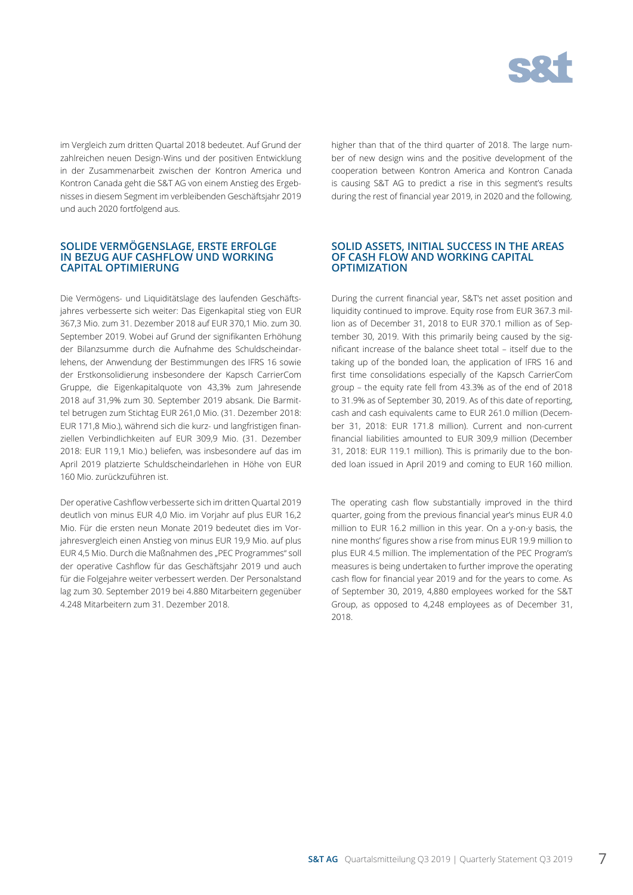im Vergleich zum dritten Quartal 2018 bedeutet. Auf Grund der zahlreichen neuen Design-Wins und der positiven Entwicklung in der Zusammenarbeit zwischen der Kontron America und Kontron Canada geht die S&T AG von einem Anstieg des Ergebnisses in diesem Segment im verbleibenden Geschäftsjahr 2019 und auch 2020 fortfolgend aus.

## SOLIDE VERMÖGENSLAGE, ERSTE ERFOLGE IN BEZUG AUF CASHFLOW UND WORKING CAPITAL OPTIMIERUNG

Die Vermögens- und Liquiditätslage des laufenden Geschäftsjahres verbesserte sich weiter: Das Eigenkapital stieg von EUR 367,3 Mio. zum 31. Dezember 2018 auf EUR 370,1 Mio. zum 30. September 2019. Wobei auf Grund der signifikanten Erhöhung der Bilanzsumme durch die Aufnahme des Schuldscheindarlehens, der Anwendung der Bestimmungen des IFRS 16 sowie der Erstkonsolidierung insbesondere der Kapsch CarrierCom Gruppe, die Eigenkapitalquote von 43,3% zum Jahresende 2018 auf 31,9% zum 30. September 2019 absank. Die Barmittel betrugen zum Stichtag EUR 261,0 Mio. (31. Dezember 2018: EUR 171,8 Mio.), während sich die kurz- und langfristigen finanziellen Verbindlichkeiten auf EUR 309,9 Mio. (31. Dezember 2018: EUR 119,1 Mio.) beliefen, was insbesondere auf das im April 2019 platzierte Schuldscheindarlehen in Höhe von EUR 160 Mio. zurückzuführen ist.

Der operative Cashflow verbesserte sich im dritten Quartal 2019 deutlich von minus EUR 4,0 Mio. im Vorjahr auf plus EUR 16,2 Mio. Für die ersten neun Monate 2019 bedeutet dies im Vorjahresvergleich einen Anstieg von minus EUR 19,9 Mio. auf plus EUR 4,5 Mio. Durch die Maßnahmen des „PEC Programmes" soll der operative Cashflow für das Geschäftsjahr 2019 und auch für die Folgejahre weiter verbessert werden. Der Personalstand lag zum 30. September 2019 bei 4.880 Mitarbeitern gegenüber 4.248 Mitarbeitern zum 31. Dezember 2018.

higher than that of the third quarter of 2018. The large number of new design wins and the positive development of the cooperation between Kontron America and Kontron Canada is causing S&T AG to predict a rise in this segment's results during the rest of financial year 2019, in 2020 and the following.

## SOLID ASSETS, INITIAL SUCCESS IN THE AREAS OF CASH FLOW AND WORKING CAPITAL OPTIMIZATION

During the current financial year, S&T's net asset position and liquidity continued to improve. Equity rose from EUR 367.3 million as of December 31, 2018 to EUR 370.1 million as of September 30, 2019. With this primarily being caused by the significant increase of the balance sheet total – itself due to the taking up of the bonded loan, the application of IFRS 16 and first time consolidations especially of the Kapsch CarrierCom group – the equity rate fell from 43.3% as of the end of 2018 to 31.9% as of September 30, 2019. As of this date of reporting, cash and cash equivalents came to EUR 261.0 million (December 31, 2018: EUR 171.8 million). Current and non-current financial liabilities amounted to EUR 309,9 million (December 31, 2018: EUR 119.1 million). This is primarily due to the bonded loan issued in April 2019 and coming to EUR 160 million.

The operating cash flow substantially improved in the third quarter, going from the previous financial year's minus EUR 4.0 million to EUR 16.2 million in this year. On a y-on-y basis, the nine months' figures show a rise from minus EUR 19.9 million to plus EUR 4.5 million. The implementation of the PEC Program's measures is being undertaken to further improve the operating cash flow for financial year 2019 and for the years to come. As of September 30, 2019, 4,880 employees worked for the S&T Group, as opposed to 4,248 employees as of December 31, 2018.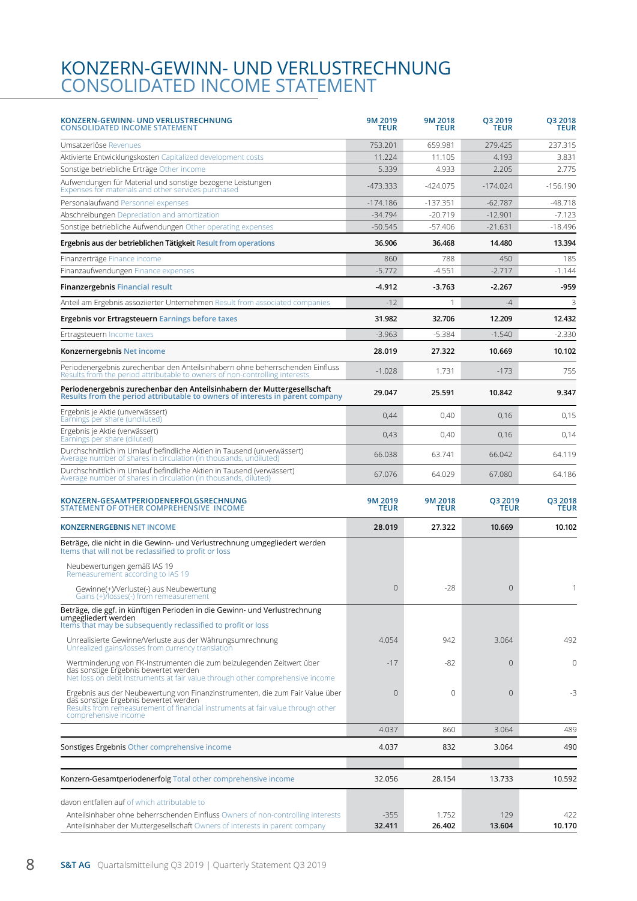# KONZERN-GEWINN- UND VERLUSTRECHNUNG
# CONSOLIDATED INCOME STATEMENT

| KONZERN-GEWINN- UND VERLUSTRECHNUNG<br>CONSOLIDATED INCOME STATEMENT | 9M 2019<br>TEUR | 9M 2018<br>TEUR | Q3 2019<br>TEUR | Q3 2018<br>TEUR |
|---|---|---|---|---|
| Umsatzerlöse Revenues | 753.201 | 659.981 | 279.425 | 237.315 |
| Aktivierte Entwicklungskosten Capitalized development costs | 11.224 | 11.105 | 4.193 | 3.831 |
| Sonstige betriebliche Erträge Other income | 5.339 | 4.933 | 2.205 | 2.775 |
| Aufwendungen für Material und sonstige bezogene Leistungen<br>Expenses for materials and other services purchased | -473.333 | -424.075 | -174.024 | -156.190 |
| Personalaufwand Personnel expenses | -174.186 | -137.351 | -62.787 | -48.718 |
| Abschreibungen Depreciation and amortization | -34.794 | -20.719 | -12.901 | -7.123 |
| Sonstige betriebliche Aufwendungen Other operating expenses | -50.545 | -57.406 | -21.631 | -18.496 |
| **Ergebnis aus der betrieblichen Tätigkeit Result from operations** | **36.906** | **36.468** | **14.480** | **13.394** |
| Finanzerträge Finance income | 860 | 788 | 450 | 185 |
| Finanzaufwendungen Finance expenses | -5.772 | -4.551 | -2.717 | -1.144 |
| **Finanzergebnis Financial result** | **-4.912** | **-3.763** | **-2.267** | **-959** |
| Anteil am Ergebnis assoziierter Unternehmen Result from associated companies | -12 | 1 | -4 | 3 |
| **Ergebnis vor Ertragsteuern Earnings before taxes** | **31.982** | **32.706** | **12.209** | **12.432** |
| Ertragsteuern Income taxes | -3.963 | -5.384 | -1.540 | -2.330 |
| **Konzernergebnis Net income** | **28.019** | **27.322** | **10.669** | **10.102** |
| Periodenergebnis zurechenbar den Anteilsinhabern ohne beherrschenden Einfluss<br>Results from the period attributable to owners of non-controlling interests | -1.028 | 1.731 | -173 | 755 |
| **Periodenergebnis zurechenbar den Anteilsinhabern der Muttergesellschaft<br>Results from the period attributable to owners of interests in parent company** | **29.047** | **25.591** | **10.842** | **9.347** |
| Ergebnis je Aktie (unverwässert)<br>Earnings per share (undiluted) | 0,44 | 0,40 | 0,16 | 0,15 |
| Ergebnis je Aktie (verwässert)<br>Earnings per share (diluted) | 0,43 | 0,40 | 0,16 | 0,14 |
| Durchschnittlich im Umlauf befindliche Aktien in Tausend (unverwässert)<br>Average number of shares in circulation (in thousands, undiluted) | 66.038 | 63.741 | 66.042 | 64.119 |
| Durchschnittlich im Umlauf befindliche Aktien in Tausend (verwässert)<br>Average number of shares in circulation (in thousands, diluted) | 67.076 | 64.029 | 67.080 | 64.186 |

| KONZERN-GESAMTPERIODENERFOLGSRECHNUNG<br>STATEMENT OF OTHER COMPREHENSIVE INCOME | 9M 2019<br>TEUR | 9M 2018<br>TEUR | Q3 2019<br>TEUR | Q3 2018<br>TEUR |
|---|---|---|---|---|
| **KONZERNERGEBNIS NET INCOME** | **28.019** | **27.322** | **10.669** | **10.102** |
| Beträge, die nicht in die Gewinn- und Verlustrechnung umgegliedert werden<br>Items that will not be reclassified to profit or loss | | | | |
| Neubewertungen gemäß IAS 19<br>Remeasurement according to IAS 19 | | | | |
| Gewinn(+)/Verluste(-) aus Neubewertung<br>Gains (+)/losses(-) from remeasurement | 0 | -28 | 0 | 1 |
| Beträge, die ggf. in künftigen Perioden in die Gewinn- und Verlustrechnung umgegliedert werden<br>Items that may be subsequently reclassified to profit or loss | | | | |
| Unrealisierte Gewinne/Verluste aus der Währungsumrechnung<br>Unrealized gains/losses from currency translation | 4.054 | 942 | 3.064 | 492 |
| Wertminderung von FK-Instrumenten die zum beizulegenden Zeitwert über das sonstige Ergebnis bewertet werden<br>Net loss on debt Instruments at fair value through other comprehensive income | -17 | -82 | 0 | 0 |
| Ergebnis aus der Neubewertung von Finanzinstrumenten, die zum Fair Value über das sonstige Ergebnis bewertet werden<br>Results from remeasurement of financial instruments at fair value through other comprehensive income | 0 | 0 | 0 | -3 |
| | 4.037 | 860 | 3.064 | 489 |
| Sonstiges Ergebnis Other comprehensive income | 4.037 | 832 | 3.064 | 490 |
| Konzern-Gesamtperiodenerfolg Total other comprehensive income | 32.056 | 28.154 | 13.733 | 10.592 |
| davon entfallen auf of which attributable to | | | | |
| Anteilsinhaber ohne beherrschenden Einfluss Owners of non-controlling interests | -355 | 1.752 | 129 | 422 |
| Anteilsinhaber der Muttergesellschaft Owners of interests in parent company | **32.411** | **26.402** | **13.604** | **10.170** |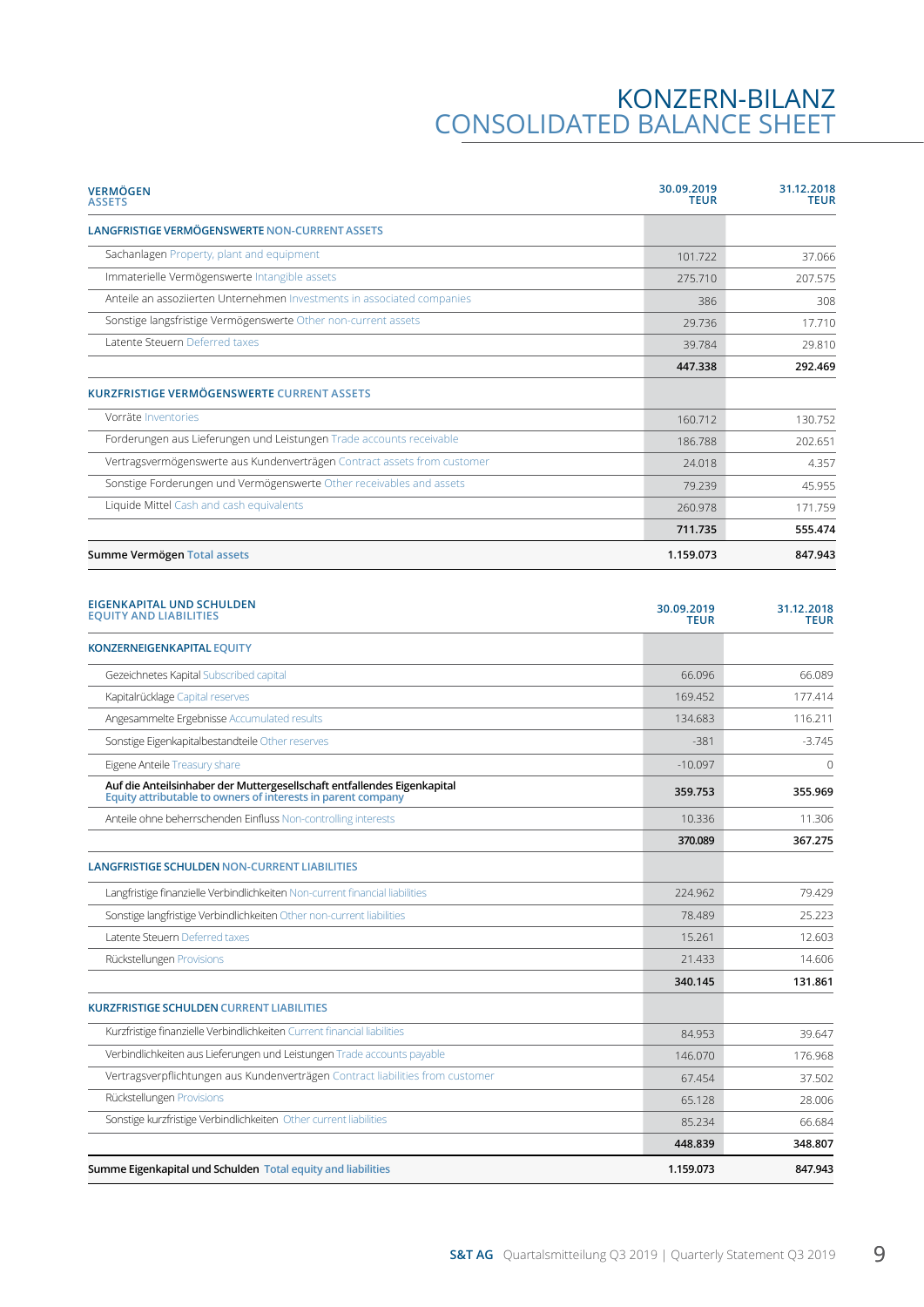# KONZERN-BILANZ
# CONSOLIDATED BALANCE SHEET

| VERMÖGEN ASSETS | 30.09.2019 TEUR | 31.12.2018 TEUR |
|---|---|---|
| **LANGFRISTIGE VERMÖGENSWERTE NON-CURRENT ASSETS** | | |
| Sachanlagen Property, plant and equipment | 101.722 | 37.066 |
| Immaterielle Vermögenswerte Intangible assets | 275.710 | 207.575 |
| Anteile an assoziierten Unternehmen Investments in associated companies | 386 | 308 |
| Sonstige langsfristige Vermögenswerte Other non-current assets | 29.736 | 17.710 |
| Latente Steuern Deferred taxes | 39.784 | 29.810 |
| | **447.338** | **292.469** |
| **KURZFRISTIGE VERMÖGENSWERTE CURRENT ASSETS** | | |
| Vorräte Inventories | 160.712 | 130.752 |
| Forderungen aus Lieferungen und Leistungen Trade accounts receivable | 186.788 | 202.651 |
| Vertragsvermögenswerte aus Kundenverträgen Contract assets from customer | 24.018 | 4.357 |
| Sonstige Forderungen und Vermögenswerte Other receivables and assets | 79.239 | 45.955 |
| Liquide Mittel Cash and cash equivalents | 260.978 | 171.759 |
| | **711.735** | **555.474** |
| **Summe Vermögen Total assets** | **1.159.073** | **847.943** |

| EIGENKAPITAL UND SCHULDEN EQUITY AND LIABILITIES | 30.09.2019 TEUR | 31.12.2018 TEUR |
|---|---|---|
| **KONZERNEIGENKAPITAL EQUITY** | | |
| Gezeichnetes Kapital Subscribed capital | 66.096 | 66.089 |
| Kapitalrücklage Capital reserves | 169.452 | 177.414 |
| Angesammelte Ergebnisse Accumulated results | 134.683 | 116.211 |
| Sonstige Eigenkapitalbestandteile Other reserves | -381 | -3.745 |
| Eigene Anteile Treasury share | -10.097 | 0 |
| **Auf die Anteilsinhaber der Muttergesellschaft entfallendes Eigenkapital Equity attributable to owners of interests in parent company** | **359.753** | **355.969** |
| Anteile ohne beherrschenden Einfluss Non-controlling interests | 10.336 | 11.306 |
| | **370.089** | **367.275** |
| **LANGFRISTIGE SCHULDEN NON-CURRENT LIABILITIES** | | |
| Langfristige finanzielle Verbindlichkeiten Non-current financial liabilities | 224.962 | 79.429 |
| Sonstige langfristige Verbindlichkeiten Other non-current liabilities | 78.489 | 25.223 |
| Latente Steuern Deferred taxes | 15.261 | 12.603 |
| Rückstellungen Provisions | 21.433 | 14.606 |
| | **340.145** | **131.861** |
| **KURZFRISTIGE SCHULDEN CURRENT LIABILITIES** | | |
| Kurzfristige finanzielle Verbindlichkeiten Current financial liabilities | 84.953 | 39.647 |
| Verbindlichkeiten aus Lieferungen und Leistungen Trade accounts payable | 146.070 | 176.968 |
| Vertragsverpflichtungen aus Kundenverträgen Contract liabilities from customer | 67.454 | 37.502 |
| Rückstellungen Provisions | 65.128 | 28.006 |
| Sonstige kurzfristige Verbindlichkeiten Other current liabilities | 85.234 | 66.684 |
| | **448.839** | **348.807** |
| **Summe Eigenkapital und Schulden Total equity and liabilities** | **1.159.073** | **847.943** |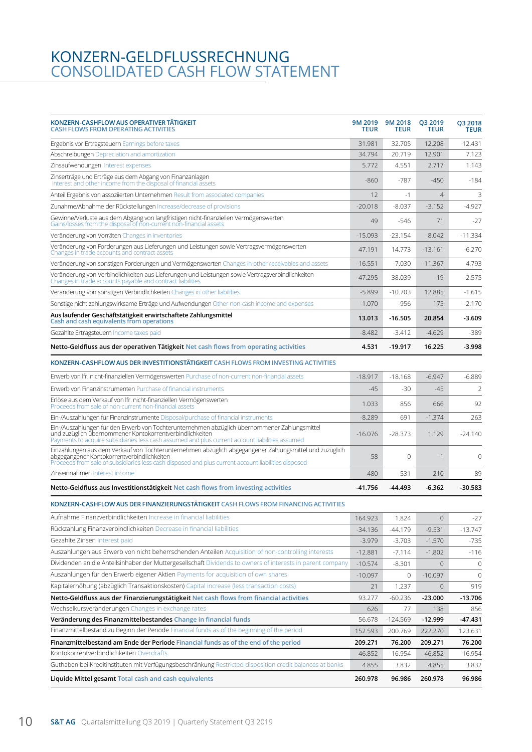# KONZERN-GELDFLUSSRECHNUNG
## CONSOLIDATED CASH FLOW STATEMENT

| KONZERN-CASHFLOW AUS OPERATIVER TÄTIGKEIT CASH FLOWS FROM OPERATING ACTIVITIES | 9M 2019 TEUR | 9M 2018 TEUR | Q3 2019 TEUR | Q3 2018 TEUR |
|---|---|---|---|---|
| Ergebnis vor Ertragsteuern Earnings before taxes | 31.981 | 32.705 | 12.208 | 12.431 |
| Abschreibungen Depreciation and amortization | 34.794 | 20.719 | 12.901 | 7.123 |
| Zinsaufwendungen Interest expenses | 5.772 | 4.551 | 2.717 | 1.143 |
| Zinserträge und Erträge aus dem Abgang von Finanzanlagen Interest and other income from the disposal of financial assets | -860 | -787 | -450 | -184 |
| Anteil Ergebnis von assoziierten Unternehmen Result from associated companies | 12 | -1 | 4 | 3 |
| Zunahme/Abnahme der Rückstellungen Increase/decrease of provisions | -20.018 | -8.037 | -3.152 | -4.927 |
| Gewinne/Verluste aus dem Abgang von langfristigen nicht-finanziellen Vermögenswerten Gains/losses from the disposal of non-current non-financial assets | 49 | -546 | 71 | -27 |
| Veränderung von Vorräten Changes in inventories | -15.093 | -23.154 | 8.042 | -11.334 |
| Veränderung von Forderungen aus Lieferungen und Leistungen sowie Vertragsvermögenswerten Changes in trade accounts and contract assets | 47.191 | 14.773 | -13.161 | -6.270 |
| Veränderung von sonstigen Forderungen und Vermögenswerten Changes in other receivables and assets | -16.551 | -7.030 | -11.367 | 4.793 |
| Veränderung von Verbindlichkeiten aus Lieferungen und Leistungen sowie Vertragsverbindlichkeiten Changes in trade accounts payable and contract liabilities | -47.295 | -38.039 | -19 | -2.575 |
| Veränderung von sonstigen Verbindlichkeiten Changes in other liabilities | -5.899 | -10.703 | 12.885 | -1.615 |
| Sonstige nicht zahlungswirksame Erträge und Aufwendungen Other non-cash income and expenses | -1.070 | -956 | 175 | -2.170 |
| **Aus laufender Geschäftstätigkeit erwirtschaftete Zahlungsmittel Cash and cash equivalents from operations** | **13.013** | **-16.505** | **20.854** | **-3.609** |
| Gezahlte Ertragsteuern Income taxes paid | -8.482 | -3.412 | -4.629 | -389 |
| **Netto-Geldfluss aus der operativen Tätigkeit Net cash flows from operating activities** | **4.531** | **-19.917** | **16.225** | **-3.998** |
| **KONZERN-CASHFLOW AUS DER INVESTITIONSTÄTIGKEIT CASH FLOWS FROM INVESTING ACTIVITIES** | | | | |
| Erwerb von lfr. nicht-finanziellen Vermögenswerten Purchase of non-current non-financial assets | -18.917 | -18.168 | -6.947 | -6.889 |
| Erwerb von Finanzinstrumenten Purchase of financial instruments | -45 | -30 | -45 | 2 |
| Erlöse aus dem Verkauf von lfr. nicht-finanziellen Vermögenswerten Proceeds from sale of non-current non-financial assets | 1.033 | 856 | 666 | 92 |
| Ein-/Auszahlungen für Finanzinstrumente Disposal/purchase of financial instruments | -8.289 | 691 | -1.374 | 263 |
| Ein-/Auszahlungen für den Erwerb von Tochterunternehmen abzüglich übernommener Zahlungsmittel und zuzüglich übernommener Kontokorrentverbindlichkeiten Payments to acquire subsidiaries less cash assumed and plus current account liabilities assumed | -16.076 | -28.373 | 1.129 | -24.140 |
| Einzahlungen aus dem Verkauf von Tochterunternehmen abzüglich abgegangener Zahlungsmittel und zuzüglich abgegangener Kontokorrentverbindlichkeiten Proceeds from sale of subsidiaries less cash disposed and plus current account liabilities disposed | 58 | 0 | -1 | 0 |
| Zinseinnahmen Interest income | 480 | 531 | 210 | 89 |
| **Netto-Geldfluss aus Investitionstätigkeit Net cash flows from investing activities** | **-41.756** | **-44.493** | **-6.362** | **-30.583** |
| **KONZERN-CASHFLOW AUS DER FINANZIERUNGSTÄTIGKEIT CASH FLOWS FROM FINANCING ACTIVITIES** | | | | |
| Aufnahme Finanzverbindlichkeiten Increase in financial liabilities | 164.923 | 1.824 | 0 | -27 |
| Rückzahlung Finanzverbindlichkeiten Decrease in financial liabilities | -34.136 | -44.179 | -9.531 | -13.747 |
| Gezahlte Zinsen Interest paid | -3.979 | -3.703 | -1.570 | -735 |
| Auszahlungen aus Erwerb von nicht beherrschenden Anteilen Acquisition of non-controlling interests | -12.881 | -7.114 | -1.802 | -116 |
| Dividenden an die Anteilsinhaber der Muttergesellschaft Dividends to owners of interests in parent company | -10.574 | -8.301 | 0 | 0 |
| Auszahlungen für den Erwerb eigener Aktien Payments for acquisition of own shares | -10.097 | 0 | -10.097 | 0 |
| Kapitalerhöhung (abzüglich Transaktionskosten) Capital increase (less transaction costs) | 21 | 1.237 | 0 | 919 |
| **Netto-Geldfluss aus der Finanzierungstätigkeit Net cash flows from financial activities** | 93.277 | -60.236 | **-23.000** | **-13.706** |
| Wechselkursveränderungen Changes in exchange rates | 626 | 77 | 138 | 856 |
| **Veränderung des Finanzmittelbestandes Change in financial funds** | 56.678 | -124.569 | **-12.999** | **-47.431** |
| Finanzmittelbestand zu Beginn der Periode Financial funds as of the beginning of the period | 152.593 | 200.769 | 222.270 | 123.631 |
| **Finanzmittelbestand am Ende der Periode Financial funds as of the end of the period** | **209.271** | **76.200** | **209.271** | **76.200** |
| Kontokorrentverbindlichkeiten Overdrafts | 46.852 | 16.954 | 46.852 | 16.954 |
| Guthaben bei Kreditinstituten mit Verfügungsbeschränkung Restricted-disposition credit balances at banks | 4.855 | 3.832 | 4.855 | 3.832 |
| **Liquide Mittel gesamt Total cash and cash equivalents** | **260.978** | **96.986** | **260.978** | **96.986** |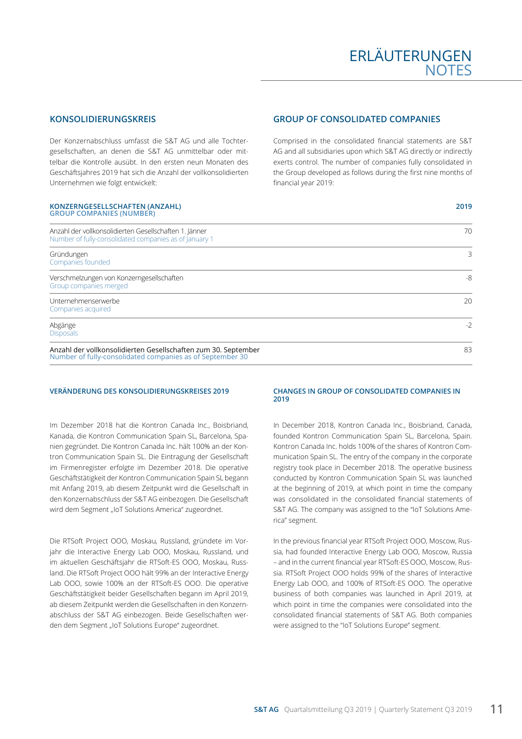# ERLÄUTERUNGEN
# NOTES

## KONSOLIDIERUNGSKREIS

Der Konzernabschluss umfasst die S&T AG und alle Tochtergesellschaften, an denen die S&T AG unmittelbar oder mittelbar die Kontrolle ausübt. In den ersten neun Monaten des Geschäftsjahres 2019 hat sich die Anzahl der vollkonsolidierten Unternehmen wie folgt entwickelt:

## GROUP OF CONSOLIDATED COMPANIES

Comprised in the consolidated financial statements are S&T AG and all subsidiaries upon which S&T AG directly or indirectly exerts control. The number of companies fully consolidated in the Group developed as follows during the first nine months of financial year 2019:

| KONZERNGESELLSCHAFTEN (ANZAHL)<br>GROUP COMPANIES (NUMBER) | 2019 |
|---|---|
| Anzahl der vollkonsolidierten Gesellschaften 1. Jänner<br>Number of fully-consolidated companies as of January 1 | 70 |
| Gründungen<br>Companies founded | 3 |
| Verschmelzungen von Konzerngesellschaften<br>Group companies merged | -8 |
| Unternehmenserwerbe<br>Companies acquired | 20 |
| Abgänge<br>Disposals | -2 |
| Anzahl der vollkonsolidierten Gesellschaften zum 30. September<br>Number of fully-consolidated companies as of September 30 | 83 |

### VERÄNDERUNG DES KONSOLIDIERUNGSKREISES 2019

Im Dezember 2018 hat die Kontron Canada Inc., Boisbriand, Kanada, die Kontron Communication Spain SL, Barcelona, Spanien gegründet. Die Kontron Canada Inc. hält 100% an der Kontron Communication Spain SL. Die Eintragung der Gesellschaft im Firmenregister erfolgte im Dezember 2018. Die operative Geschäftstätigkeit der Kontron Communication Spain SL begann mit Anfang 2019, ab diesem Zeitpunkt wird die Gesellschaft in den Konzernabschluss der S&T AG einbezogen. Die Gesellschaft wird dem Segment „IoT Solutions America" zugeordnet.

Die RTSoft Project OOO, Moskau, Russland, gründete im Vorjahr die Interactive Energy Lab OOO, Moskau, Russland, und im aktuellen Geschäftsjahr die RTSoft-ES OOO, Moskau, Russland. Die RTSoft Project OOO hält 99% an der Interactive Energy Lab OOO, sowie 100% an der RTSoft-ES OOO. Die operative Geschäftstätigkeit beider Gesellschaften begann im April 2019, ab diesem Zeitpunkt werden die Gesellschaften in den Konzernabschluss der S&T AG einbezogen. Beide Gesellschaften werden dem Segment „IoT Solutions Europe" zugeordnet.

### CHANGES IN GROUP OF CONSOLIDATED COMPANIES IN 2019

In December 2018, Kontron Canada Inc., Boisbriand, Canada, founded Kontron Communication Spain SL, Barcelona, Spain. Kontron Canada Inc. holds 100% of the shares of Kontron Communication Spain SL. The entry of the company in the corporate registry took place in December 2018. The operative business conducted by Kontron Communication Spain SL was launched at the beginning of 2019, at which point in time the company was consolidated in the consolidated financial statements of S&T AG. The company was assigned to the "IoT Solutions America" segment.

In the previous financial year RTSoft Project OOO, Moscow, Russia, had founded Interactive Energy Lab OOO, Moscow, Russia – and in the current financial year RTSoft-ES OOO, Moscow, Russia. RTSoft Project OOO holds 99% of the shares of Interactive Energy Lab OOO, and 100% of RTSoft-ES OOO. The operative business of both companies was launched in April 2019, at which point in time the companies were consolidated into the consolidated financial statements of S&T AG. Both companies were assigned to the "IoT Solutions Europe" segment.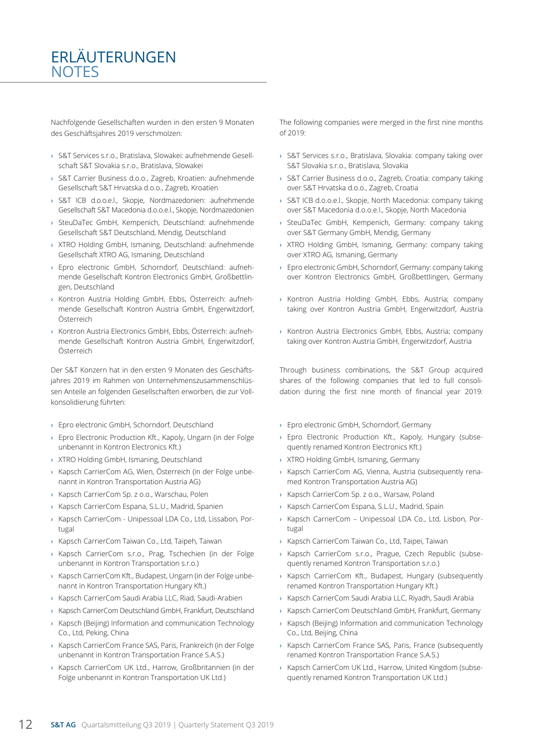# ERLÄUTERUNGEN
# NOTES

Nachfolgende Gesellschaften wurden in den ersten 9 Monaten des Geschäftsjahres 2019 verschmolzen:

- S&T Services s.r.o., Bratislava, Slowakei: aufnehmende Gesellschaft S&T Slovakia s.r.o., Bratislava, Slowakei
- S&T Carrier Business d.o.o., Zagreb, Kroatien: aufnehmende Gesellschaft S&T Hrvatska d.o.o., Zagreb, Kroatien
- S&T ICB d.o.o.e.l., Skopje, Nordmazedonien: aufnehmende Gesellschaft S&T Macedonia d.o.o.e.l., Skopje, Nordmazedonien
- SteuDaTec GmbH, Kempenich, Deutschland: aufnehmende Gesellschaft S&T Deutschland, Mendig, Deutschland
- XTRO Holding GmbH, Ismaning, Deutschland: aufnehmende Gesellschaft XTRO AG, Ismaning, Deutschland
- Epro electronic GmbH, Schorndorf, Deutschland: aufnehmende Gesellschaft Kontron Electronics GmbH, Großbettlingen, Deutschland
- Kontron Austria Holding GmbH, Ebbs, Österreich: aufnehmende Gesellschaft Kontron Austria GmbH, Engerwitzdorf, Österreich
- Kontron Austria Electronics GmbH, Ebbs, Österreich: aufnehmende Gesellschaft Kontron Austria GmbH, Engerwitzdorf, Österreich

Der S&T Konzern hat in den ersten 9 Monaten des Geschäftsjahres 2019 im Rahmen von Unternehmenszusammenschlüssen Anteile an folgenden Gesellschaften erworben, die zur Vollkonsolidierung führten:

- Epro electronic GmbH, Schorndorf, Deutschland
- Epro Electronic Production Kft., Kapoly, Ungarn (in der Folge unbenannt in Kontron Electronics Kft.)
- XTRO Holding GmbH, Ismaning, Deutschland
- Kapsch CarrierCom AG, Wien, Österreich (in der Folge unbenannt in Kontron Transportation Austria AG)
- Kapsch CarrierCom Sp. z o.o., Warschau, Polen
- Kapsch CarrierCom Espana, S.L.U., Madrid, Spanien
- Kapsch CarrierCom - Unipessoal LDA Co., Ltd, Lissabon, Portugal
- Kapsch CarrierCom Taiwan Co., Ltd, Taipeh, Taiwan
- Kapsch CarrierCom s.r.o., Prag, Tschechien (in der Folge unbenannt in Kontron Transportation s.r.o.)
- Kapsch CarrierCom Kft., Budapest, Ungarn (in der Folge unbenannt in Kontron Transportation Hungary Kft.)
- Kapsch CarrierCom Saudi Arabia LLC, Riad, Saudi-Arabien
- Kapsch CarrierCom Deutschland GmbH, Frankfurt, Deutschland
- Kapsch (Beijing) Information and communication Technology Co., Ltd, Peking, China
- Kapsch CarrierCom France SAS, Paris, Frankreich (in der Folge unbenannt in Kontron Transportation France S.A.S.)
- Kapsch CarrierCom UK Ltd., Harrow, Großbritannien (in der Folge unbenannt in Kontron Transportation UK Ltd.)

The following companies were merged in the first nine months of 2019:

- S&T Services s.r.o., Bratislava, Slovakia: company taking over S&T Slovakia s.r.o., Bratislava, Slovakia
- S&T Carrier Business d.o.o., Zagreb, Croatia: company taking over S&T Hrvatska d.o.o., Zagreb, Croatia
- S&T ICB d.o.o.e.l., Skopje, North Macedonia: company taking over S&T Macedonia d.o.o.e.l., Skopje, North Macedonia
- SteuDaTec GmbH, Kempenich, Germany: company taking over S&T Germany GmbH, Mendig, Germany
- XTRO Holding GmbH, Ismaning, Germany: company taking over XTRO AG, Ismaning, Germany
- Epro electronic GmbH, Schorndorf, Germany: company taking over Kontron Electronics GmbH, Großbettlingen, Germany
- Kontron Austria Holding GmbH, Ebbs, Austria; company taking over Kontron Austria GmbH, Engerwitzdorf, Austria
- Kontron Austria Electronics GmbH, Ebbs, Austria; company taking over Kontron Austria GmbH, Engerwitzdorf, Austria

Through business combinations, the S&T Group acquired shares of the following companies that led to full consolidation during the first nine month of financial year 2019:

- Epro electronic GmbH, Schorndorf, Germany
- Epro Electronic Production Kft., Kapoly, Hungary (subsequently renamed Kontron Electronics Kft.)
- XTRO Holding GmbH, Ismaning, Germany
- Kapsch CarrierCom AG, Vienna, Austria (subsequently renamed Kontron Transportation Austria AG)
- Kapsch CarrierCom Sp. z o.o., Warsaw, Poland
- Kapsch CarrierCom Espana, S.L.U., Madrid, Spain
- Kapsch CarrierCom – Unipessoal LDA Co., Ltd, Lisbon, Portugal
- Kapsch CarrierCom Taiwan Co., Ltd, Taipei, Taiwan
- Kapsch CarrierCom s.r.o., Prague, Czech Republic (subsequently renamed Kontron Transportation s.r.o.)
- Kapsch CarrierCom Kft., Budapest, Hungary (subsequently renamed Kontron Transportation Hungary Kft.)
- Kapsch CarrierCom Saudi Arabia LLC, Riyadh, Saudi Arabia
- Kapsch CarrierCom Deutschland GmbH, Frankfurt, Germany
- Kapsch (Beijing) Information and communication Technology Co., Ltd, Beijing, China
- Kapsch CarrierCom France SAS, Paris, France (subsequently renamed Kontron Transportation France S.A.S.)
- Kapsch CarrierCom UK Ltd., Harrow, United Kingdom (subsequently renamed Kontron Transportation UK Ltd.)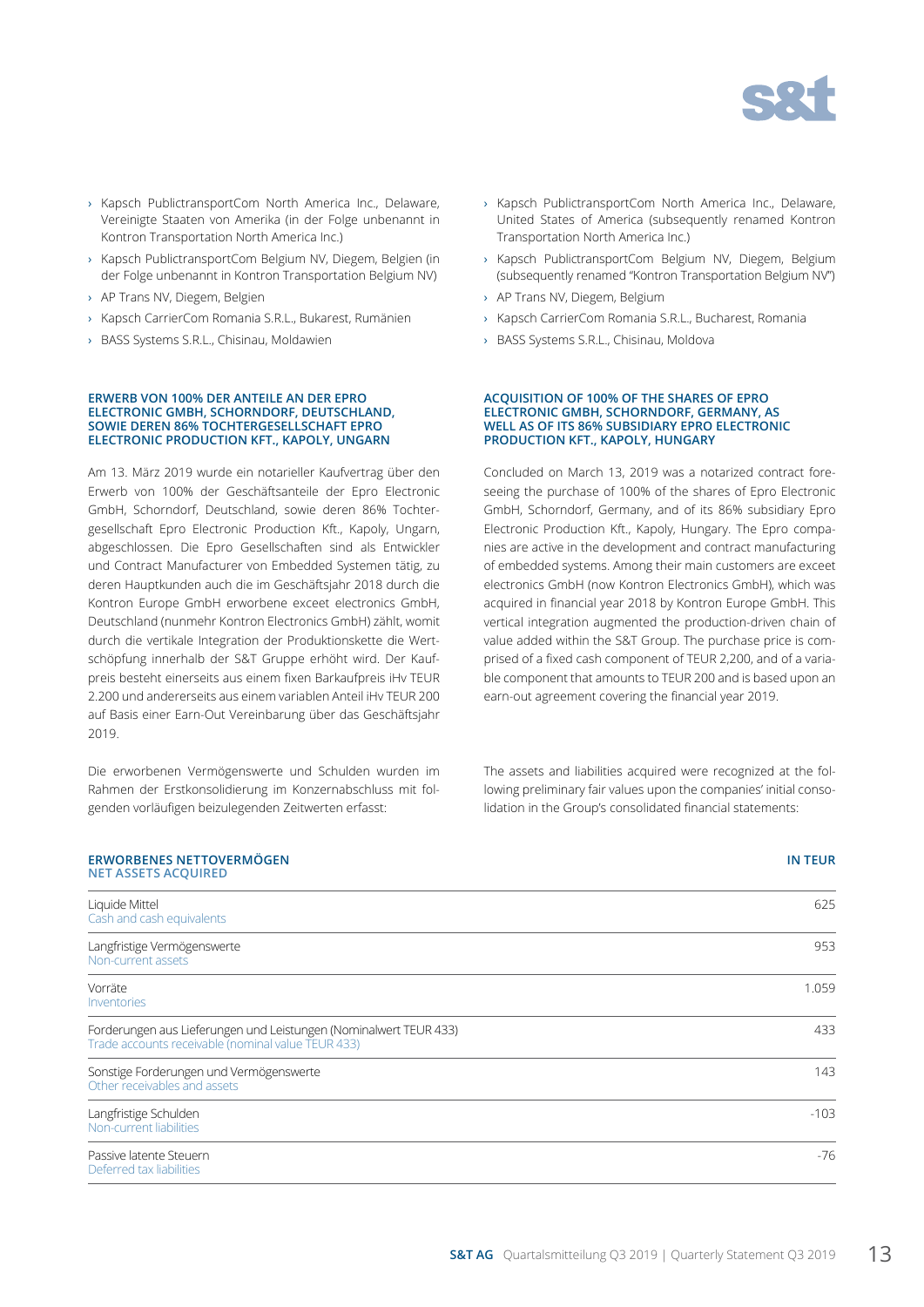- Kapsch PublictransportCom North America Inc., Delaware, Vereinigte Staaten von Amerika (in der Folge unbenannt in Kontron Transportation North America Inc.)
- Kapsch PublictransportCom Belgium NV, Diegem, Belgien (in der Folge unbenannt in Kontron Transportation Belgium NV)
- AP Trans NV, Diegem, Belgien
- Kapsch CarrierCom Romania S.R.L., Bukarest, Rumänien
- BASS Systems S.R.L., Chisinau, Moldawien

- Kapsch PublictransportCom North America Inc., Delaware, United States of America (subsequently renamed Kontron Transportation North America Inc.)
- Kapsch PublictransportCom Belgium NV, Diegem, Belgium (subsequently renamed "Kontron Transportation Belgium NV")
- AP Trans NV, Diegem, Belgium
- Kapsch CarrierCom Romania S.R.L., Bucharest, Romania
- BASS Systems S.R.L., Chisinau, Moldova

#### ERWERB VON 100% DER ANTEILE AN DER EPRO ELECTRONIC GMBH, SCHORNDORF, DEUTSCHLAND, SOWIE DEREN 86% TOCHTERGESELLSCHAFT EPRO ELECTRONIC PRODUCTION KFT., KAPOLY, UNGARN

Am 13. März 2019 wurde ein notarieller Kaufvertrag über den Erwerb von 100% der Geschäftsanteile der Epro Electronic GmbH, Schorndorf, Deutschland, sowie deren 86% Tochtergesellschaft Epro Electronic Production Kft., Kapoly, Ungarn, abgeschlossen. Die Epro Gesellschaften sind als Entwickler und Contract Manufacturer von Embedded Systemen tätig, zu deren Hauptkunden auch die im Geschäftsjahr 2018 durch die Kontron Europe GmbH erworbene exceet electronics GmbH, Deutschland (nunmehr Kontron Electronics GmbH) zählt, womit durch die vertikale Integration der Produktionskette die Wertschöpfung innerhalb der S&T Gruppe erhöht wird. Der Kaufpreis besteht einerseits aus einem fixen Barkaufpreis iHv TEUR 2.200 und andererseits aus einem variablen Anteil iHv TEUR 200 auf Basis einer Earn-Out Vereinbarung über das Geschäftsjahr 2019.

Die erworbenen Vermögenswerte und Schulden wurden im Rahmen der Erstkonsolidierung im Konzernabschluss mit folgenden vorläufigen beizulegenden Zeitwerten erfasst:

#### ACQUISITION OF 100% OF THE SHARES OF EPRO ELECTRONIC GMBH, SCHORNDORF, GERMANY, AS WELL AS OF ITS 86% SUBSIDIARY EPRO ELECTRONIC PRODUCTION KFT., KAPOLY, HUNGARY

Concluded on March 13, 2019 was a notarized contract foreseeing the purchase of 100% of the shares of Epro Electronic GmbH, Schorndorf, Germany, and of its 86% subsidiary Epro Electronic Production Kft., Kapoly, Hungary. The Epro companies are active in the development and contract manufacturing of embedded systems. Among their main customers are exceet electronics GmbH (now Kontron Electronics GmbH), which was acquired in financial year 2018 by Kontron Europe GmbH. This vertical integration augmented the production-driven chain of value added within the S&T Group. The purchase price is comprised of a fixed cash component of TEUR 2,200, and of a variable component that amounts to TEUR 200 and is based upon an earn-out agreement covering the financial year 2019.

The assets and liabilities acquired were recognized at the following preliminary fair values upon the companies' initial consolidation in the Group's consolidated financial statements:

| ERWORBENES NETTOVERMÖGEN / NET ASSETS ACQUIRED | IN TEUR |
|---|---|
| Liquide Mittel / Cash and cash equivalents | 625 |
| Langfristige Vermögenswerte / Non-current assets | 953 |
| Vorräte / Inventories | 1.059 |
| Forderungen aus Lieferungen und Leistungen (Nominalwert TEUR 433) / Trade accounts receivable (nominal value TEUR 433) | 433 |
| Sonstige Forderungen und Vermögenswerte / Other receivables and assets | 143 |
| Langfristige Schulden / Non-current liabilities | -103 |
| Passive latente Steuern / Deferred tax liabilities | -76 |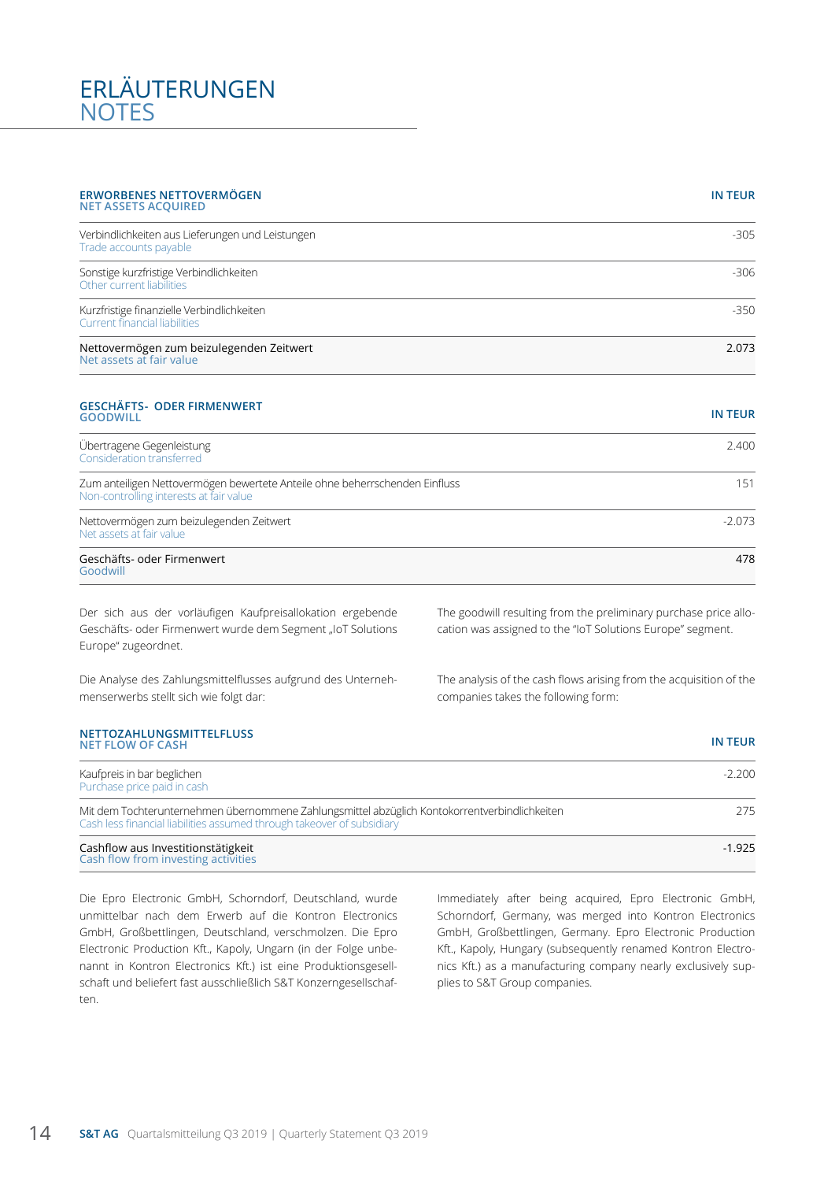# ERLÄUTERUNGEN
# NOTES

| ERWORBENES NETTOVERMÖGEN<br>NET ASSETS ACQUIRED | IN TEUR |
|---|---|
| Verbindlichkeiten aus Lieferungen und Leistungen<br>Trade accounts payable | -305 |
| Sonstige kurzfristige Verbindlichkeiten<br>Other current liabilities | -306 |
| Kurzfristige finanzielle Verbindlichkeiten<br>Current financial liabilities | -350 |
| **Nettovermögen zum beizulegenden Zeitwert<br>Net assets at fair value** | **2.073** |

| GESCHÄFTS- ODER FIRMENWERT<br>GOODWILL | IN TEUR |
|---|---|
| Übertragene Gegenleistung<br>Consideration transferred | 2.400 |
| Zum anteiligen Nettovermögen bewertete Anteile ohne beherrschenden Einfluss<br>Non-controlling interests at fair value | 151 |
| Nettovermögen zum beizulegenden Zeitwert<br>Net assets at fair value | -2.073 |
| **Geschäfts- oder Firmenwert<br>Goodwill** | **478** |

Der sich aus der vorläufigen Kaufpreisallokation ergebende Geschäfts- oder Firmenwert wurde dem Segment „IoT Solutions Europe" zugeordnet.

The goodwill resulting from the preliminary purchase price allocation was assigned to the "IoT Solutions Europe" segment.

Die Analyse des Zahlungsmittelflusses aufgrund des Unternehmenserwerbs stellt sich wie folgt dar:

The analysis of the cash flows arising from the acquisition of the companies takes the following form:

| NETTOZAHLUNGSMITTELFLUSS<br>NET FLOW OF CASH | IN TEUR |
|---|---|
| Kaufpreis in bar beglichen<br>Purchase price paid in cash | -2.200 |
| Mit dem Tochterunternehmen übernommene Zahlungsmittel abzüglich Kontokorrentverbindlichkeiten<br>Cash less financial liabilities assumed through takeover of subsidiary | 275 |
| **Cashflow aus Investitionstätigkeit<br>Cash flow from investing activities** | **-1.925** |

Die Epro Electronic GmbH, Schorndorf, Deutschland, wurde unmittelbar nach dem Erwerb auf die Kontron Electronics GmbH, Großbettlingen, Deutschland, verschmolzen. Die Epro Electronic Production Kft., Kapoly, Ungarn (in der Folge unbenannt in Kontron Electronics Kft.) ist eine Produktionsgesellschaft und beliefert fast ausschließlich S&T Konzerngesellschaften.

Immediately after being acquired, Epro Electronic GmbH, Schorndorf, Germany, was merged into Kontron Electronics GmbH, Großbettlingen, Germany. Epro Electronic Production Kft., Kapoly, Hungary (subsequently renamed Kontron Electronics Kft.) as a manufacturing company nearly exclusively supplies to S&T Group companies.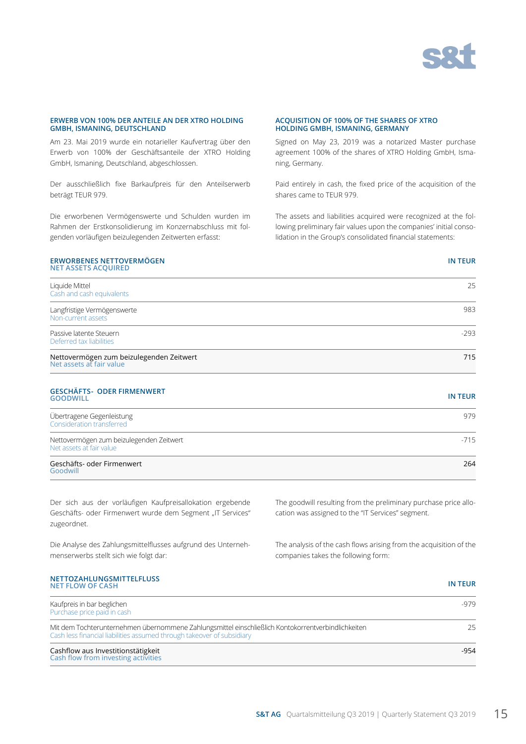## ERWERB VON 100% DER ANTEILE AN DER XTRO HOLDING GMBH, ISMANING, DEUTSCHLAND

Am 23. Mai 2019 wurde ein notarieller Kaufvertrag über den Erwerb von 100% der Geschäftsanteile der XTRO Holding GmbH, Ismaning, Deutschland, abgeschlossen.

Der ausschließlich fixe Barkaufpreis für den Anteilserwerb beträgt TEUR 979.

Die erworbenen Vermögenswerte und Schulden wurden im Rahmen der Erstkonsolidierung im Konzernabschluss mit folgenden vorläufigen beizulegenden Zeitwerten erfasst:

## ACQUISITION OF 100% OF THE SHARES OF XTRO HOLDING GMBH, ISMANING, GERMANY

Signed on May 23, 2019 was a notarized Master purchase agreement 100% of the shares of XTRO Holding GmbH, Ismaning, Germany.

Paid entirely in cash, the fixed price of the acquisition of the shares came to TEUR 979.

The assets and liabilities acquired were recognized at the following preliminary fair values upon the companies' initial consolidation in the Group's consolidated financial statements:

| ERWORBENES NETTOVERMÖGEN<br>NET ASSETS ACQUIRED | IN TEUR |
|---|---|
| Liquide Mittel<br>Cash and cash equivalents | 25 |
| Langfristige Vermögenswerte<br>Non-current assets | 983 |
| Passive latente Steuern<br>Deferred tax liabilities | -293 |
| **Nettovermögen zum beizulegenden Zeitwert<br>Net assets at fair value** | **715** |

| GESCHÄFTS- ODER FIRMENWERT<br>GOODWILL | IN TEUR |
|---|---|
| Übertragene Gegenleistung<br>Consideration transferred | 979 |
| Nettovermögen zum beizulegenden Zeitwert<br>Net assets at fair value | -715 |
| **Geschäfts- oder Firmenwert<br>Goodwill** | **264** |

Der sich aus der vorläufigen Kaufpreisallokation ergebende Geschäfts- oder Firmenwert wurde dem Segment „IT Services" zugeordnet.

Die Analyse des Zahlungsmittelflusses aufgrund des Unternehmenserwerbs stellt sich wie folgt dar:

The goodwill resulting from the preliminary purchase price allocation was assigned to the "IT Services" segment.

The analysis of the cash flows arising from the acquisition of the companies takes the following form:

| NETTOZAHLUNGSMITTELFLUSS<br>NET FLOW OF CASH | IN TEUR |
|---|---|
| Kaufpreis in bar beglichen<br>Purchase price paid in cash | -979 |
| Mit dem Tochterunternehmen übernommene Zahlungsmittel einschließlich Kontokorrentverbindlichkeiten<br>Cash less financial liabilities assumed through takeover of subsidiary | 25 |
| **Cashflow aus Investitionstätigkeit<br>Cash flow from investing activities** | **-954** |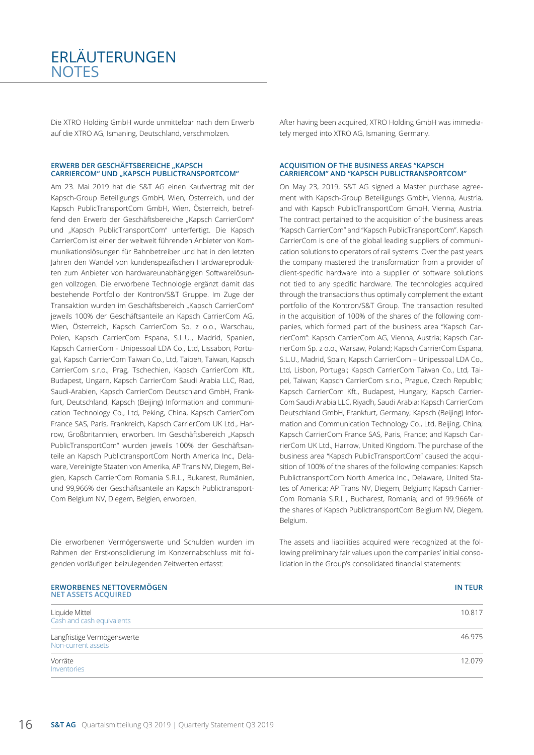# ERLÄUTERUNGEN
# NOTES

Die XTRO Holding GmbH wurde unmittelbar nach dem Erwerb auf die XTRO AG, Ismaning, Deutschland, verschmolzen.

After having been acquired, XTRO Holding GmbH was immediately merged into XTRO AG, Ismaning, Germany.

### ERWERB DER GESCHÄFTSBEREICHE „KAPSCH CARRIERCOM" UND „KAPSCH PUBLICTRANSPORTCOM"

Am 23. Mai 2019 hat die S&T AG einen Kaufvertrag mit der Kapsch-Group Beteiligungs GmbH, Wien, Österreich, und der Kapsch PublicTransportCom GmbH, Wien, Österreich, betreffend den Erwerb der Geschäftsbereiche „Kapsch CarrierCom" und „Kapsch PublicTransportCom" unterfertigt. Die Kapsch CarrierCom ist einer der weltweit führenden Anbieter von Kommunikationslösungen für Bahnbetreiber und hat in den letzten Jahren den Wandel von kundenspezifischen Hardwareprodukten zum Anbieter von hardwareunabhängigen Softwarelösungen vollzogen. Die erworbene Technologie ergänzt damit das bestehende Portfolio der Kontron/S&T Gruppe. Im Zuge der Transaktion wurden im Geschäftsbereich „Kapsch CarrierCom" jeweils 100% der Geschäftsanteile an Kapsch CarrierCom AG, Wien, Österreich, Kapsch CarrierCom Sp. z o.o., Warschau, Polen, Kapsch CarrierCom Espana, S.L.U., Madrid, Spanien, Kapsch CarrierCom - Unipessoal LDA Co., Ltd, Lissabon, Portugal, Kapsch CarrierCom Taiwan Co., Ltd, Taipeh, Taiwan, Kapsch CarrierCom s.r.o., Prag, Tschechien, Kapsch CarrierCom Kft., Budapest, Ungarn, Kapsch CarrierCom Saudi Arabia LLC, Riad, Saudi-Arabien, Kapsch CarrierCom Deutschland GmbH, Frankfurt, Deutschland, Kapsch (Beijing) Information and communication Technology Co., Ltd, Peking, China, Kapsch CarrierCom France SAS, Paris, Frankreich, Kapsch CarrierCom UK Ltd., Harrow, Großbritannien, erworben. Im Geschäftsbereich „Kapsch PublicTransportCom" wurden jeweils 100% der Geschäftsanteile an Kapsch PublictransportCom North America Inc., Delaware, Vereinigte Staaten von Amerika, AP Trans NV, Diegem, Belgien, Kapsch CarrierCom Romania S.R.L., Bukarest, Rumänien, und 99,966% der Geschäftsanteile an Kapsch PublictransportCom Belgium NV, Diegem, Belgien, erworben.

### ACQUISITION OF THE BUSINESS AREAS "KAPSCH CARRIERCOM" AND "KAPSCH PUBLICTRANSPORTCOM"

On May 23, 2019, S&T AG signed a Master purchase agreement with Kapsch-Group Beteiligungs GmbH, Vienna, Austria, and with Kapsch PublicTransportCom GmbH, Vienna, Austria. The contract pertained to the acquisition of the business areas "Kapsch CarrierCom" and "Kapsch PublicTransportCom". Kapsch CarrierCom is one of the global leading suppliers of communication solutions to operators of rail systems. Over the past years the company mastered the transformation from a provider of client-specific hardware into a supplier of software solutions not tied to any specific hardware. The technologies acquired through the transactions thus optimally complement the extant portfolio of the Kontron/S&T Group. The transaction resulted in the acquisition of 100% of the shares of the following companies, which formed part of the business area "Kapsch CarrierCom": Kapsch CarrierCom AG, Vienna, Austria; Kapsch CarrierCom Sp. z o.o., Warsaw, Poland; Kapsch CarrierCom Espana, S.L.U., Madrid, Spain; Kapsch CarrierCom – Unipessoal LDA Co., Ltd, Lisbon, Portugal; Kapsch CarrierCom Taiwan Co., Ltd, Taipei, Taiwan; Kapsch CarrierCom s.r.o., Prague, Czech Republic; Kapsch CarrierCom Kft., Budapest, Hungary; Kapsch CarrierCom Saudi Arabia LLC, Riyadh, Saudi Arabia; Kapsch CarrierCom Deutschland GmbH, Frankfurt, Germany; Kapsch (Beijing) Information and Communication Technology Co., Ltd, Beijing, China; Kapsch CarrierCom France SAS, Paris, France; and Kapsch CarrierCom UK Ltd., Harrow, United Kingdom. The purchase of the business area "Kapsch PublicTransportCom" caused the acquisition of 100% of the shares of the following companies: Kapsch PublictransportCom North America Inc., Delaware, United States of America; AP Trans NV, Diegem, Belgium; Kapsch CarrierCom Romania S.R.L., Bucharest, Romania; and of 99.966% of the shares of Kapsch PublictransportCom Belgium NV, Diegem, Belgium.

Die erworbenen Vermögenswerte und Schulden wurden im Rahmen der Erstkonsolidierung im Konzernabschluss mit folgenden vorläufigen beizulegenden Zeitwerten erfasst:

The assets and liabilities acquired were recognized at the following preliminary fair values upon the companies' initial consolidation in the Group's consolidated financial statements:

| ERWORBENES NETTOVERMÖGEN / NET ASSETS ACQUIRED | IN TEUR |
|---|---|
| Liquide Mittel / Cash and cash equivalents | 10.817 |
| Langfristige Vermögenswerte / Non-current assets | 46.975 |
| Vorräte / Inventories | 12.079 |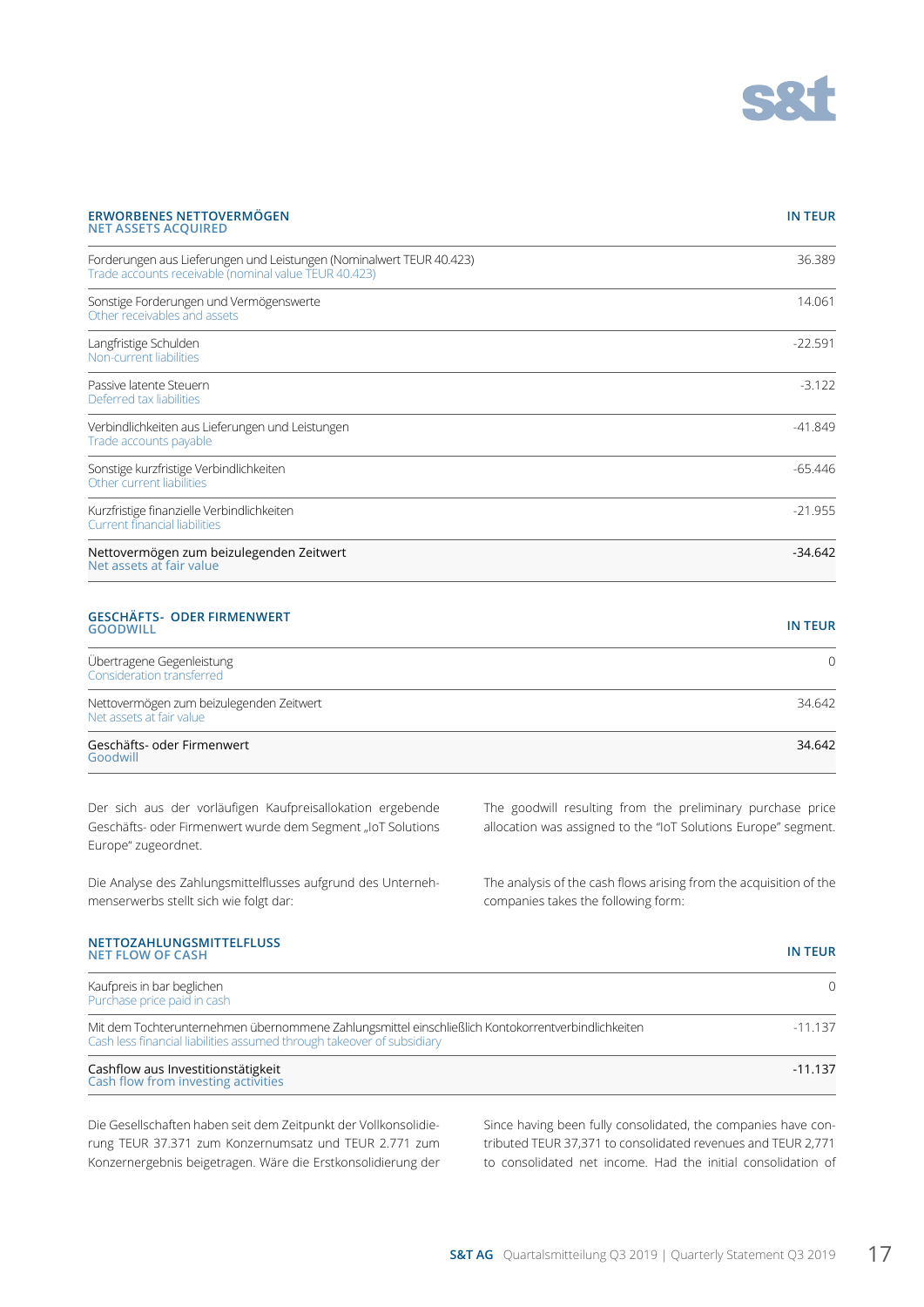| ERWORBENES NETTOVERMÖGEN<br>NET ASSETS ACQUIRED | IN TEUR |
|---|---|
| Forderungen aus Lieferungen und Leistungen (Nominalwert TEUR 40.423)<br>Trade accounts receivable (nominal value TEUR 40.423) | 36.389 |
| Sonstige Forderungen und Vermögenswerte<br>Other receivables and assets | 14.061 |
| Langfristige Schulden<br>Non-current liabilities | -22.591 |
| Passive latente Steuern<br>Deferred tax liabilities | -3.122 |
| Verbindlichkeiten aus Lieferungen und Leistungen<br>Trade accounts payable | -41.849 |
| Sonstige kurzfristige Verbindlichkeiten<br>Other current liabilities | -65.446 |
| Kurzfristige finanzielle Verbindlichkeiten<br>Current financial liabilities | -21.955 |
| **Nettovermögen zum beizulegenden Zeitwert**<br>**Net assets at fair value** | **-34.642** |

| GESCHÄFTS- ODER FIRMENWERT<br>GOODWILL | IN TEUR |
|---|---|
| Übertragene Gegenleistung<br>Consideration transferred | 0 |
| Nettovermögen zum beizulegenden Zeitwert<br>Net assets at fair value | 34.642 |
| **Geschäfts- oder Firmenwert**<br>**Goodwill** | **34.642** |

Der sich aus der vorläufigen Kaufpreisallokation ergebende Geschäfts- oder Firmenwert wurde dem Segment „IoT Solutions Europe" zugeordnet.

The goodwill resulting from the preliminary purchase price allocation was assigned to the "IoT Solutions Europe" segment.

Die Analyse des Zahlungsmittelflusses aufgrund des Unternehmenserwerbs stellt sich wie folgt dar:

The analysis of the cash flows arising from the acquisition of the companies takes the following form:

| NETTOZAHLUNGSMITTELFLUSS<br>NET FLOW OF CASH | IN TEUR |
|---|---|
| Kaufpreis in bar beglichen<br>Purchase price paid in cash | 0 |
| Mit dem Tochterunternehmen übernommene Zahlungsmittel einschließlich Kontokorrentverbindlichkeiten<br>Cash less financial liabilities assumed through takeover of subsidiary | -11.137 |
| **Cashflow aus Investitionstätigkeit**<br>**Cash flow from investing activities** | **-11.137** |

Die Gesellschaften haben seit dem Zeitpunkt der Vollkonsolidierung TEUR 37.371 zum Konzernumsatz und TEUR 2.771 zum Konzernergebnis beigetragen. Wäre die Erstkonsolidierung der

Since having been fully consolidated, the companies have contributed TEUR 37,371 to consolidated revenues and TEUR 2,771 to consolidated net income. Had the initial consolidation of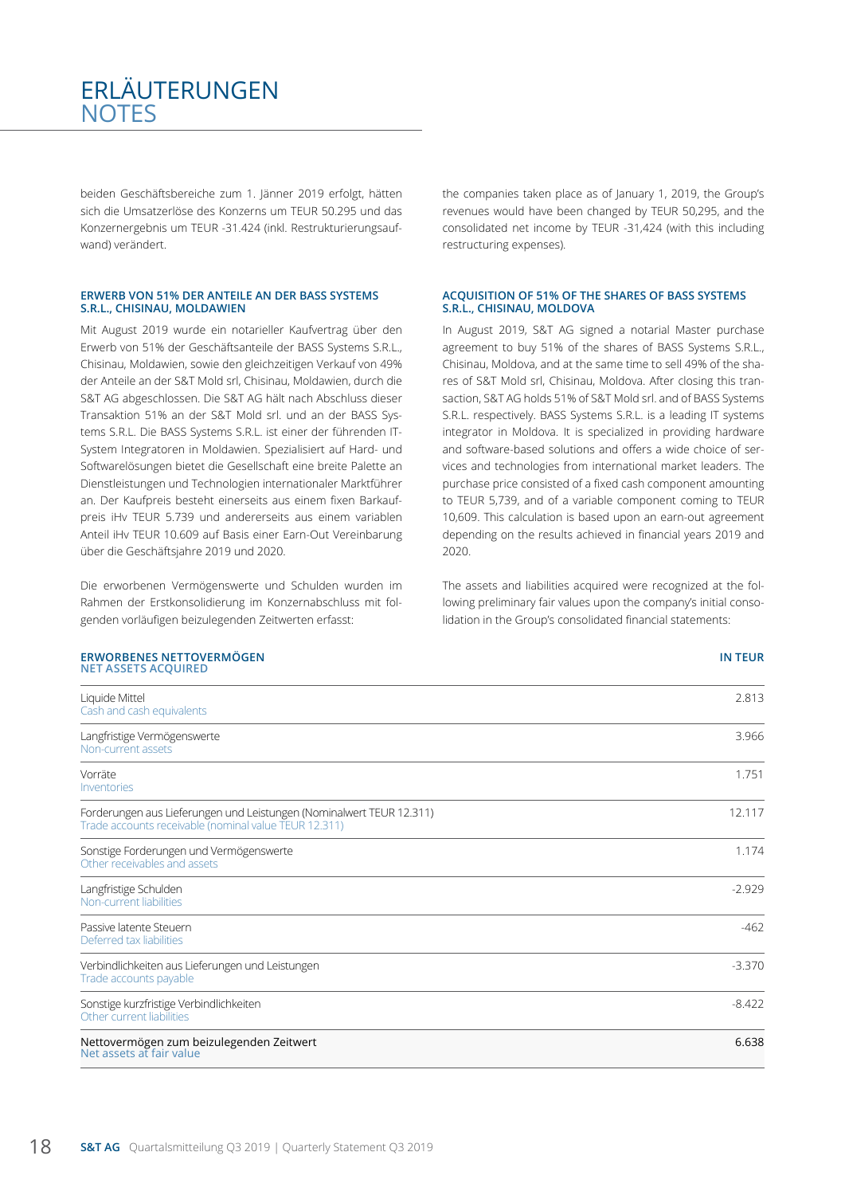# ERLÄUTERUNGEN
# NOTES

beiden Geschäftsbereiche zum 1. Jänner 2019 erfolgt, hätten sich die Umsatzerlöse des Konzerns um TEUR 50.295 und das Konzernergebnis um TEUR -31.424 (inkl. Restrukturierungsaufwand) verändert.

### ERWERB VON 51% DER ANTEILE AN DER BASS SYSTEMS S.R.L., CHISINAU, MOLDAWIEN

Mit August 2019 wurde ein notarieller Kaufvertrag über den Erwerb von 51% der Geschäftsanteile der BASS Systems S.R.L., Chisinau, Moldawien, sowie den gleichzeitigen Verkauf von 49% der Anteile an der S&T Mold srl, Chisinau, Moldawien, durch die S&T AG abgeschlossen. Die S&T AG hält nach Abschluss dieser Transaktion 51% an der S&T Mold srl. und an der BASS Systems S.R.L. Die BASS Systems S.R.L. ist einer der führenden IT-System Integratoren in Moldawien. Spezialisiert auf Hard- und Softwarelösungen bietet die Gesellschaft eine breite Palette an Dienstleistungen und Technologien internationaler Marktführer an. Der Kaufpreis besteht einerseits aus einem fixen Barkaufpreis iHv TEUR 5.739 und andererseits aus einem variablen Anteil iHv TEUR 10.609 auf Basis einer Earn-Out Vereinbarung über die Geschäftsjahre 2019 und 2020.

Die erworbenen Vermögenswerte und Schulden wurden im Rahmen der Erstkonsolidierung im Konzernabschluss mit folgenden vorläufigen beizulegenden Zeitwerten erfasst:

the companies taken place as of January 1, 2019, the Group's revenues would have been changed by TEUR 50,295, and the consolidated net income by TEUR -31,424 (with this including restructuring expenses).

### ACQUISITION OF 51% OF THE SHARES OF BASS SYSTEMS S.R.L., CHISINAU, MOLDOVA

In August 2019, S&T AG signed a notarial Master purchase agreement to buy 51% of the shares of BASS Systems S.R.L., Chisinau, Moldova, and at the same time to sell 49% of the shares of S&T Mold srl, Chisinau, Moldova. After closing this transaction, S&T AG holds 51% of S&T Mold srl. and of BASS Systems S.R.L. respectively. BASS Systems S.R.L. is a leading IT systems integrator in Moldova. It is specialized in providing hardware and software-based solutions and offers a wide choice of services and technologies from international market leaders. The purchase price consisted of a fixed cash component amounting to TEUR 5,739, and of a variable component coming to TEUR 10,609. This calculation is based upon an earn-out agreement depending on the results achieved in financial years 2019 and 2020.

The assets and liabilities acquired were recognized at the following preliminary fair values upon the company's initial consolidation in the Group's consolidated financial statements:

| ERWORBENES NETTOVERMÖGEN / NET ASSETS ACQUIRED | IN TEUR |
|---|---|
| Liquide Mittel / Cash and cash equivalents | 2.813 |
| Langfristige Vermögenswerte / Non-current assets | 3.966 |
| Vorräte / Inventories | 1.751 |
| Forderungen aus Lieferungen und Leistungen (Nominalwert TEUR 12.311) / Trade accounts receivable (nominal value TEUR 12.311) | 12.117 |
| Sonstige Forderungen und Vermögenswerte / Other receivables and assets | 1.174 |
| Langfristige Schulden / Non-current liabilities | -2.929 |
| Passive latente Steuern / Deferred tax liabilities | -462 |
| Verbindlichkeiten aus Lieferungen und Leistungen / Trade accounts payable | -3.370 |
| Sonstige kurzfristige Verbindlichkeiten / Other current liabilities | -8.422 |
| **Nettovermögen zum beizulegenden Zeitwert / Net assets at fair value** | **6.638** |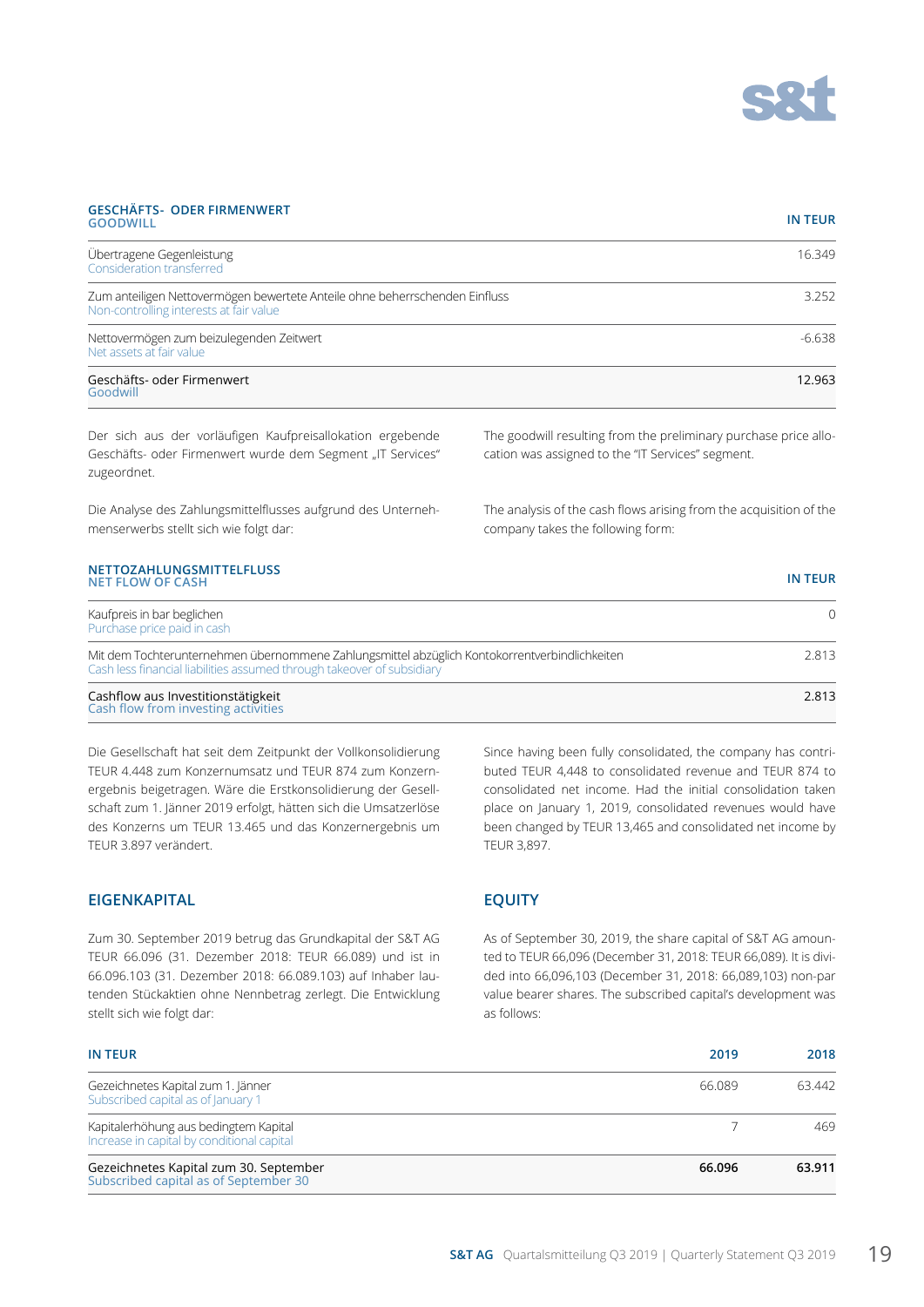| GESCHÄFTS- ODER FIRMENWERT<br>GOODWILL | IN TEUR |
|---|---|
| Übertragene Gegenleistung<br>Consideration transferred | 16.349 |
| Zum anteiligen Nettovermögen bewertete Anteile ohne beherrschenden Einfluss<br>Non-controlling interests at fair value | 3.252 |
| Nettovermögen zum beizulegenden Zeitwert<br>Net assets at fair value | -6.638 |
| **Geschäfts- oder Firmenwert**<br>**Goodwill** | **12.963** |

Der sich aus der vorläufigen Kaufpreisallokation ergebende Geschäfts- oder Firmenwert wurde dem Segment „IT Services" zugeordnet.

The goodwill resulting from the preliminary purchase price allocation was assigned to the "IT Services" segment.

Die Analyse des Zahlungsmittelflusses aufgrund des Unternehmenserwerbs stellt sich wie folgt dar:

The analysis of the cash flows arising from the acquisition of the company takes the following form:

| NETTOZAHLUNGSMITTELFLUSS<br>NET FLOW OF CASH | IN TEUR |
|---|---|
| Kaufpreis in bar beglichen<br>Purchase price paid in cash | 0 |
| Mit dem Tochterunternehmen übernommene Zahlungsmittel abzüglich Kontokorrentverbindlichkeiten<br>Cash less financial liabilities assumed through takeover of subsidiary | 2.813 |
| **Cashflow aus Investitionstätigkeit**<br>**Cash flow from investing activities** | **2.813** |

Die Gesellschaft hat seit dem Zeitpunkt der Vollkonsolidierung TEUR 4.448 zum Konzernumsatz und TEUR 874 zum Konzernergebnis beigetragen. Wäre die Erstkonsolidierung der Gesellschaft zum 1. Jänner 2019 erfolgt, hätten sich die Umsatzerlöse des Konzerns um TEUR 13.465 und das Konzernergebnis um TEUR 3.897 verändert.

Since having been fully consolidated, the company has contributed TEUR 4,448 to consolidated revenue and TEUR 874 to consolidated net income. Had the initial consolidation taken place on January 1, 2019, consolidated revenues would have been changed by TEUR 13,465 and consolidated net income by TEUR 3,897.

## EIGENKAPITAL

Zum 30. September 2019 betrug das Grundkapital der S&T AG TEUR 66.096 (31. Dezember 2018: TEUR 66.089) und ist in 66.096.103 (31. Dezember 2018: 66.089.103) auf Inhaber lautenden Stückaktien ohne Nennbetrag zerlegt. Die Entwicklung stellt sich wie folgt dar:

## EQUITY

As of September 30, 2019, the share capital of S&T AG amounted to TEUR 66,096 (December 31, 2018: TEUR 66,089). It is divided into 66,096,103 (December 31, 2018: 66,089,103) non-par value bearer shares. The subscribed capital's development was as follows:

| IN TEUR | 2019 | 2018 |
|---|---|---|
| Gezeichnetes Kapital zum 1. Jänner<br>Subscribed capital as of January 1 | 66.089 | 63.442 |
| Kapitalerhöhung aus bedingtem Kapital<br>Increase in capital by conditional capital | 7 | 469 |
| **Gezeichnetes Kapital zum 30. September**<br>**Subscribed capital as of September 30** | **66.096** | **63.911** |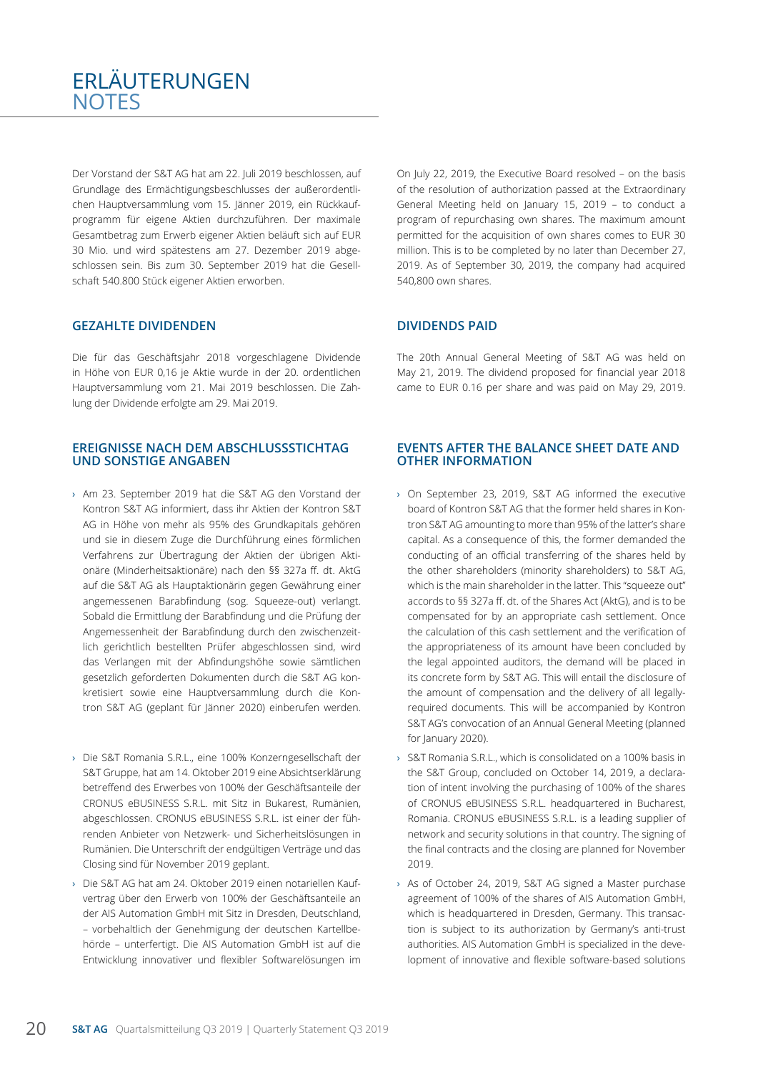# ERLÄUTERUNGEN
# NOTES

Der Vorstand der S&T AG hat am 22. Juli 2019 beschlossen, auf Grundlage des Ermächtigungsbeschlusses der außerordentlichen Hauptversammlung vom 15. Jänner 2019, ein Rückkaufprogramm für eigene Aktien durchzuführen. Der maximale Gesamtbetrag zum Erwerb eigener Aktien beläuft sich auf EUR 30 Mio. und wird spätestens am 27. Dezember 2019 abgeschlossen sein. Bis zum 30. September 2019 hat die Gesellschaft 540.800 Stück eigener Aktien erworben.

On July 22, 2019, the Executive Board resolved – on the basis of the resolution of authorization passed at the Extraordinary General Meeting held on January 15, 2019 – to conduct a program of repurchasing own shares. The maximum amount permitted for the acquisition of own shares comes to EUR 30 million. This is to be completed by no later than December 27, 2019. As of September 30, 2019, the company had acquired 540,800 own shares.

## GEZAHLTE DIVIDENDEN

Die für das Geschäftsjahr 2018 vorgeschlagene Dividende in Höhe von EUR 0,16 je Aktie wurde in der 20. ordentlichen Hauptversammlung vom 21. Mai 2019 beschlossen. Die Zahlung der Dividende erfolgte am 29. Mai 2019.

## DIVIDENDS PAID

The 20th Annual General Meeting of S&T AG was held on May 21, 2019. The dividend proposed for financial year 2018 came to EUR 0.16 per share and was paid on May 29, 2019.

## EREIGNISSE NACH DEM ABSCHLUSSSTICHTAG UND SONSTIGE ANGABEN

- Am 23. September 2019 hat die S&T AG den Vorstand der Kontron S&T AG informiert, dass ihr Aktien der Kontron S&T AG in Höhe von mehr als 95% des Grundkapitals gehören und sie in diesem Zuge die Durchführung eines förmlichen Verfahrens zur Übertragung der Aktien der übrigen Aktionäre (Minderheitsaktionäre) nach den §§ 327a ff. dt. AktG auf die S&T AG als Hauptaktionärin gegen Gewährung einer angemessenen Barabfindung (sog. Squeeze-out) verlangt. Sobald die Ermittlung der Barabfindung und die Prüfung der Angemessenheit der Barabfindung durch den zwischenzeitlich gerichtlich bestellten Prüfer abgeschlossen sind, wird das Verlangen mit der Abfindungshöhe sowie sämtlichen gesetzlich geforderten Dokumenten durch die S&T AG konkretisiert sowie eine Hauptversammlung durch die Kontron S&T AG (geplant für Jänner 2020) einberufen werden.
- Die S&T Romania S.R.L., eine 100% Konzerngesellschaft der S&T Gruppe, hat am 14. Oktober 2019 eine Absichtserklärung betreffend des Erwerbes von 100% der Geschäftsanteile der CRONUS eBUSINESS S.R.L. mit Sitz in Bukarest, Rumänien, abgeschlossen. CRONUS eBUSINESS S.R.L. ist einer der führenden Anbieter von Netzwerk- und Sicherheitslösungen in Rumänien. Die Unterschrift der endgültigen Verträge und das Closing sind für November 2019 geplant.
- Die S&T AG hat am 24. Oktober 2019 einen notariellen Kaufvertrag über den Erwerb von 100% der Geschäftsanteile an der AIS Automation GmbH mit Sitz in Dresden, Deutschland, – vorbehaltlich der Genehmigung der deutschen Kartellbehörde – unterfertigt. Die AIS Automation GmbH ist auf die Entwicklung innovativer und flexibler Softwarelösungen im

## EVENTS AFTER THE BALANCE SHEET DATE AND OTHER INFORMATION

- On September 23, 2019, S&T AG informed the executive board of Kontron S&T AG that the former held shares in Kontron S&T AG amounting to more than 95% of the latter's share capital. As a consequence of this, the former demanded the conducting of an official transferring of the shares held by the other shareholders (minority shareholders) to S&T AG, which is the main shareholder in the latter. This "squeeze out" accords to §§ 327a ff. dt. of the Shares Act (AktG), and is to be compensated for by an appropriate cash settlement. Once the calculation of this cash settlement and the verification of the appropriateness of its amount have been concluded by the legal appointed auditors, the demand will be placed in its concrete form by S&T AG. This will entail the disclosure of the amount of compensation and the delivery of all legally-required documents. This will be accompanied by Kontron S&T AG's convocation of an Annual General Meeting (planned for January 2020).
- S&T Romania S.R.L., which is consolidated on a 100% basis in the S&T Group, concluded on October 14, 2019, a declaration of intent involving the purchasing of 100% of the shares of CRONUS eBUSINESS S.R.L. headquartered in Bucharest, Romania. CRONUS eBUSINESS S.R.L. is a leading supplier of network and security solutions in that country. The signing of the final contracts and the closing are planned for November 2019.
- As of October 24, 2019, S&T AG signed a Master purchase agreement of 100% of the shares of AIS Automation GmbH, which is headquartered in Dresden, Germany. This transaction is subject to its authorization by Germany's anti-trust authorities. AIS Automation GmbH is specialized in the development of innovative and flexible software-based solutions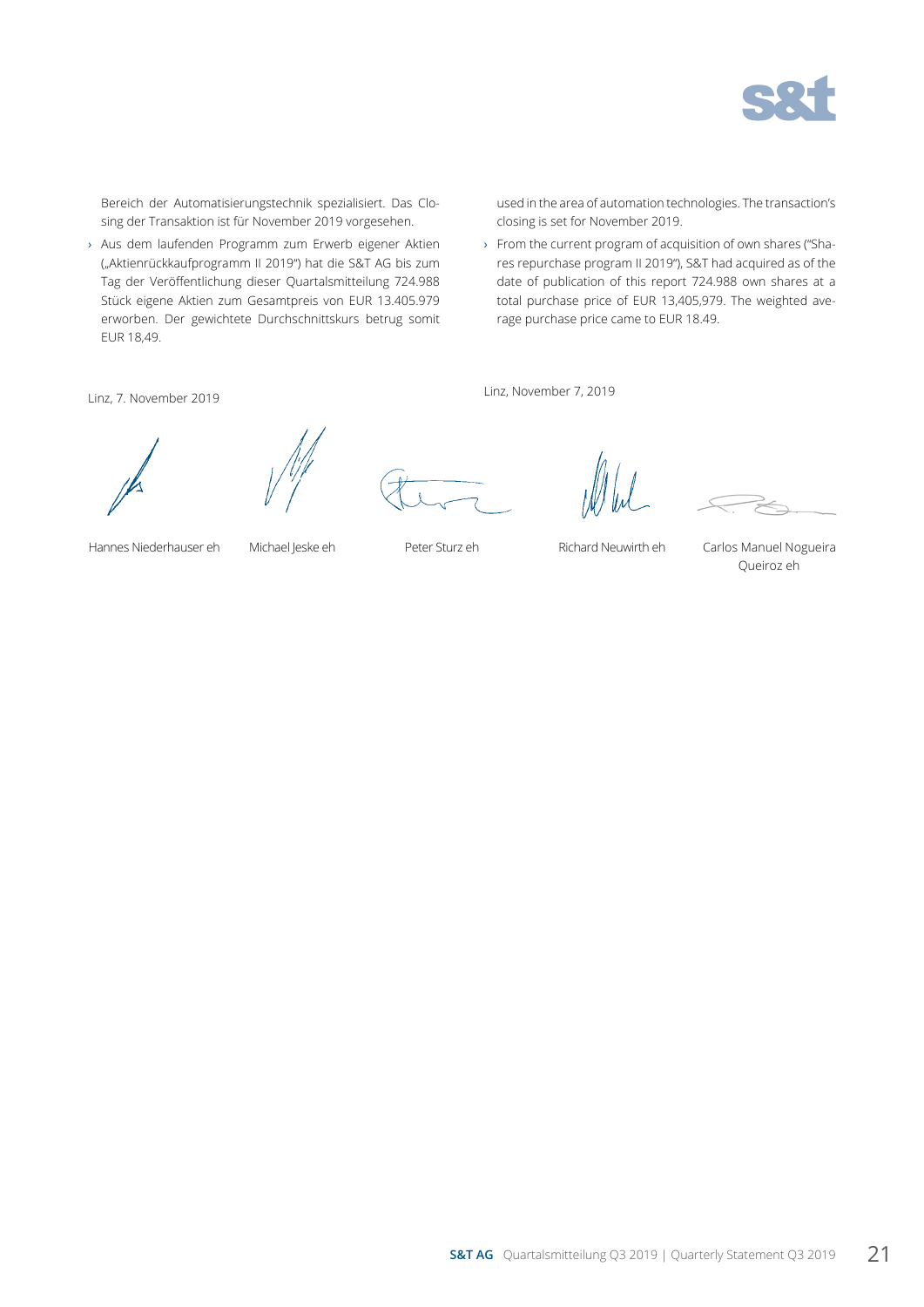Bereich der Automatisierungstechnik spezialisiert. Das Closing der Transaktion ist für November 2019 vorgesehen.

- Aus dem laufenden Programm zum Erwerb eigener Aktien („Aktienrückkaufprogramm II 2019") hat die S&T AG bis zum Tag der Veröffentlichung dieser Quartalsmitteilung 724.988 Stück eigene Aktien zum Gesamtpreis von EUR 13.405.979 erworben. Der gewichtete Durchschnittskurs betrug somit EUR 18,49.

used in the area of automation technologies. The transaction's closing is set for November 2019.

- From the current program of acquisition of own shares ("Shares repurchase program II 2019"), S&T had acquired as of the date of publication of this report 724.988 own shares at a total purchase price of EUR 13,405,979. The weighted average purchase price came to EUR 18.49.

Linz, 7. November 2019

Linz, November 7, 2019

Hannes Niederhauser eh

Michael Jeske eh

Peter Sturz eh

Richard Neuwirth eh

Carlos Manuel Nogueira Queiroz eh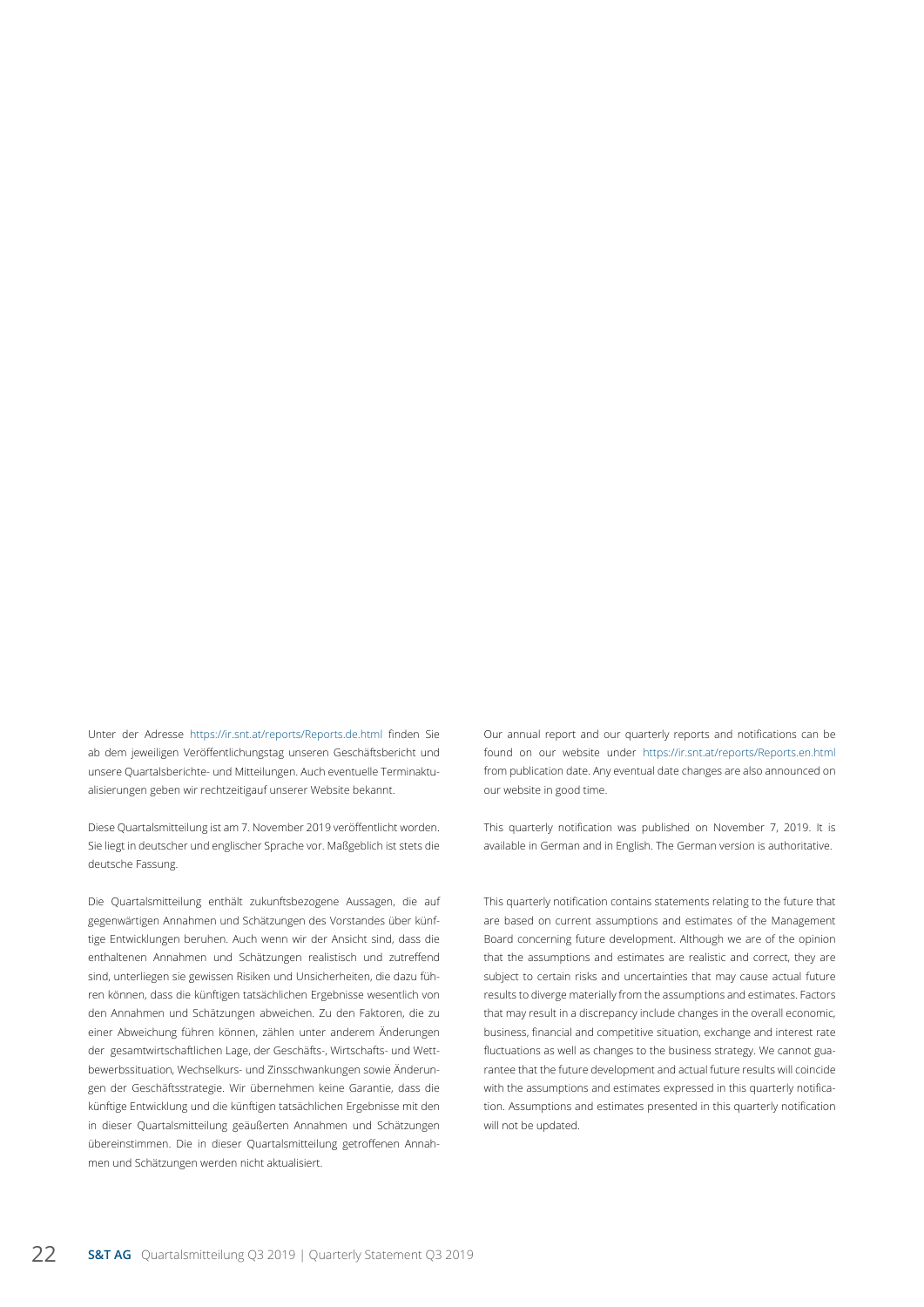Unter der Adresse https://ir.snt.at/reports/Reports.de.html finden Sie ab dem jeweiligen Veröffentlichungstag unseren Geschäftsbericht und unsere Quartalsberichte- und Mitteilungen. Auch eventuelle Terminaktualisierungen geben wir rechtzeitigauf unserer Website bekannt.

Diese Quartalsmitteilung ist am 7. November 2019 veröffentlicht worden. Sie liegt in deutscher und englischer Sprache vor. Maßgeblich ist stets die deutsche Fassung.

Die Quartalsmitteilung enthält zukunftsbezogene Aussagen, die auf gegenwärtigen Annahmen und Schätzungen des Vorstandes über künftige Entwicklungen beruhen. Auch wenn wir der Ansicht sind, dass die enthaltenen Annahmen und Schätzungen realistisch und zutreffend sind, unterliegen sie gewissen Risiken und Unsicherheiten, die dazu führen können, dass die künftigen tatsächlichen Ergebnisse wesentlich von den Annahmen und Schätzungen abweichen. Zu den Faktoren, die zu einer Abweichung führen können, zählen unter anderem Änderungen der gesamtwirtschaftlichen Lage, der Geschäfts-, Wirtschafts- und Wettbewerbssituation, Wechselkurs- und Zinsschwankungen sowie Änderungen der Geschäftsstrategie. Wir übernehmen keine Garantie, dass die künftige Entwicklung und die künftigen tatsächlichen Ergebnisse mit den in dieser Quartalsmitteilung geäußerten Annahmen und Schätzungen übereinstimmen. Die in dieser Quartalsmitteilung getroffenen Annahmen und Schätzungen werden nicht aktualisiert.

Our annual report and our quarterly reports and notifications can be found on our website under https://ir.snt.at/reports/Reports.en.html from publication date. Any eventual date changes are also announced on our website in good time.

This quarterly notification was published on November 7, 2019. It is available in German and in English. The German version is authoritative.

This quarterly notification contains statements relating to the future that are based on current assumptions and estimates of the Management Board concerning future development. Although we are of the opinion that the assumptions and estimates are realistic and correct, they are subject to certain risks and uncertainties that may cause actual future results to diverge materially from the assumptions and estimates. Factors that may result in a discrepancy include changes in the overall economic, business, financial and competitive situation, exchange and interest rate fluctuations as well as changes to the business strategy. We cannot guarantee that the future development and actual future results will coincide with the assumptions and estimates expressed in this quarterly notification. Assumptions and estimates presented in this quarterly notification will not be updated.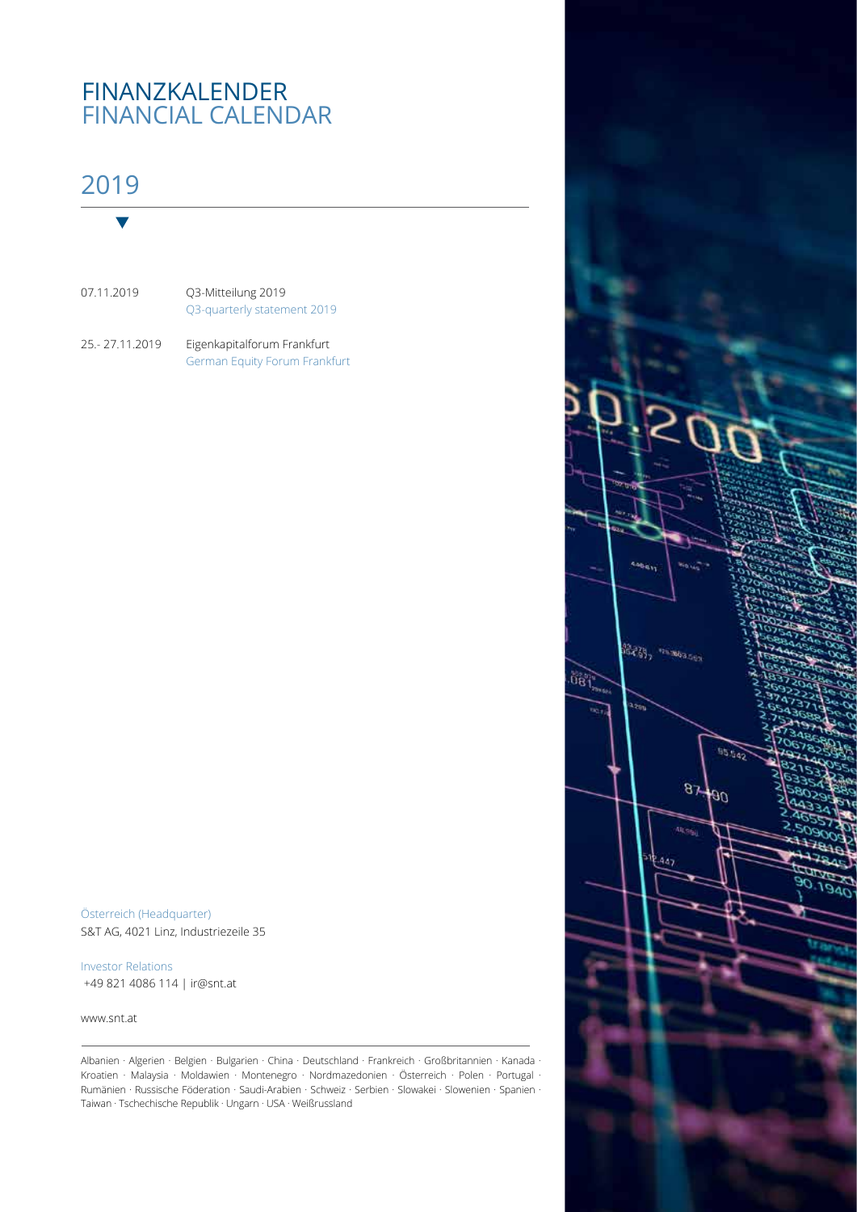# FINANZKALENDER
# FINANCIAL CALENDAR

## 2019

| | |
|---|---|
| 07.11.2019 | Q3-Mitteilung 2019<br>Q3-quarterly statement 2019 |
| 25.- 27.11.2019 | Eigenkapitalforum Frankfurt<br>German Equity Forum Frankfurt |

Österreich (Headquarter)
S&T AG, 4021 Linz, Industriezeile 35

Investor Relations
+49 821 4086 114 | ir@snt.at

www.snt.at

Albanien · Algerien · Belgien · Bulgarien · China · Deutschland · Frankreich · Großbritannien · Kanada · Kroatien · Malaysia · Moldawien · Montenegro · Nordmazedonien · Österreich · Polen · Portugal · Rumänien · Russische Föderation · Saudi-Arabien · Schweiz · Serbien · Slowakei · Slowenien · Spanien · Taiwan · Tschechische Republik · Ungarn · USA · Weißrussland